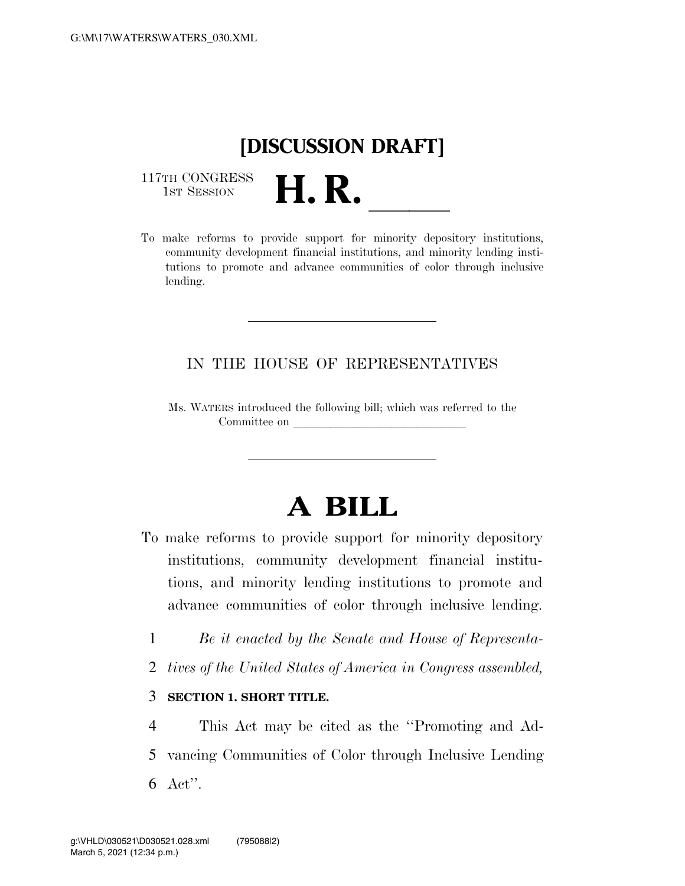# [DISCUSSION DRAFT]

117TH CONGRESS
1ST SESSION

# H. R. \_\_\_\_\_

To make reforms to provide support for minority depository institutions, community development financial institutions, and minority lending institutions to promote and advance communities of color through inclusive lending.

---

IN THE HOUSE OF REPRESENTATIVES

Ms. WATERS introduced the following bill; which was referred to the Committee on \_\_\_\_\_\_\_\_\_\_\_\_\_\_\_\_\_\_\_\_\_\_\_\_\_\_\_\_

---

# A BILL

To make reforms to provide support for minority depository institutions, community development financial institutions, and minority lending institutions to promote and advance communities of color through inclusive lending.

*Be it enacted by the Senate and House of Representatives of the United States of America in Congress assembled,*

**SECTION 1. SHORT TITLE.**

This Act may be cited as the ''Promoting and Advancing Communities of Color through Inclusive Lending Act''.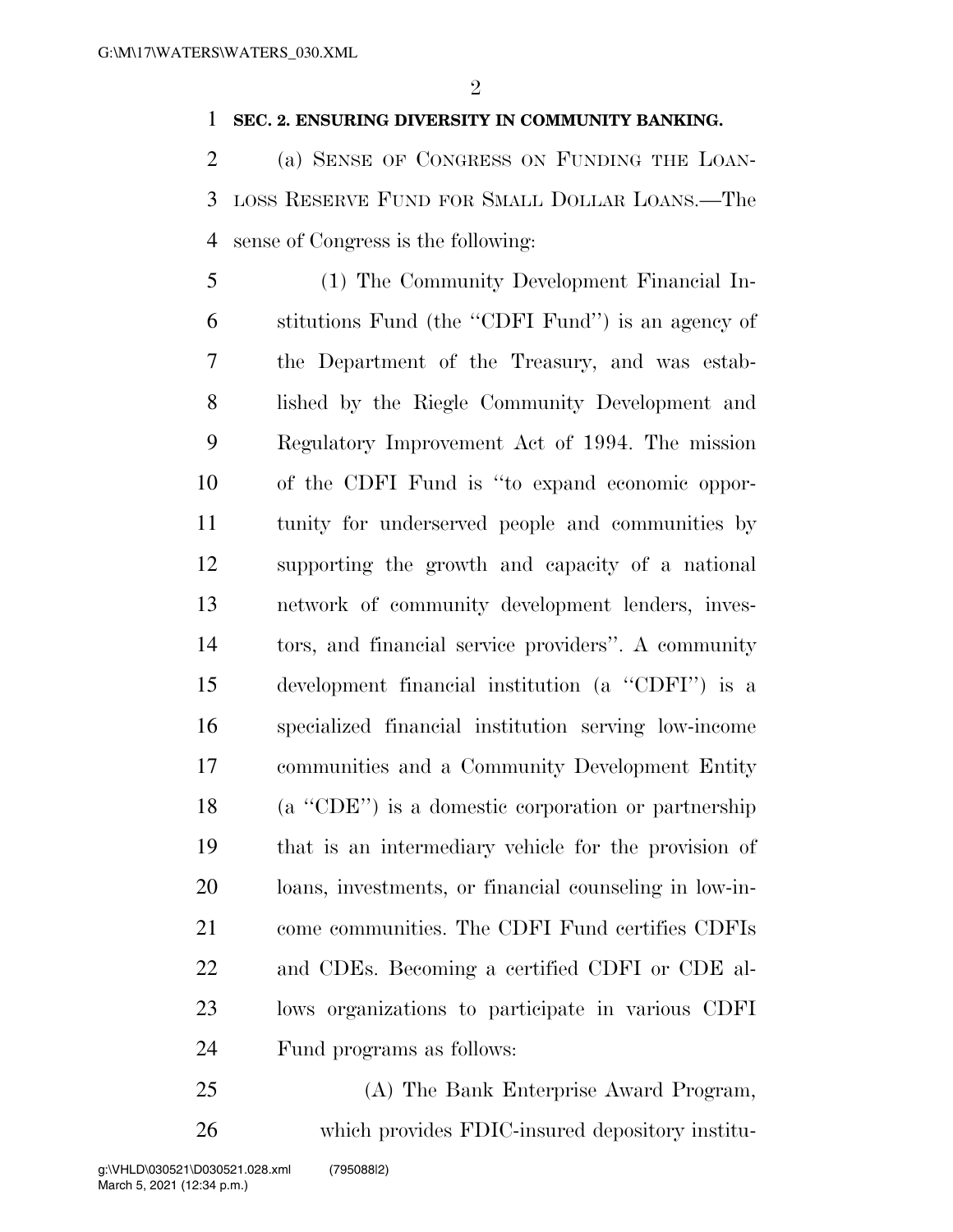**SEC. 2. ENSURING DIVERSITY IN COMMUNITY BANKING.**

(a) SENSE OF CONGRESS ON FUNDING THE LOAN-LOSS RESERVE FUND FOR SMALL DOLLAR LOANS.—The sense of Congress is the following:

(1) The Community Development Financial Institutions Fund (the ''CDFI Fund'') is an agency of the Department of the Treasury, and was established by the Riegle Community Development and Regulatory Improvement Act of 1994. The mission of the CDFI Fund is ''to expand economic opportunity for underserved people and communities by supporting the growth and capacity of a national network of community development lenders, investors, and financial service providers''. A community development financial institution (a ''CDFI'') is a specialized financial institution serving low-income communities and a Community Development Entity (a ''CDE'') is a domestic corporation or partnership that is an intermediary vehicle for the provision of loans, investments, or financial counseling in low-income communities. The CDFI Fund certifies CDFIs and CDEs. Becoming a certified CDFI or CDE allows organizations to participate in various CDFI Fund programs as follows:

(A) The Bank Enterprise Award Program, which provides FDIC-insured depository institu-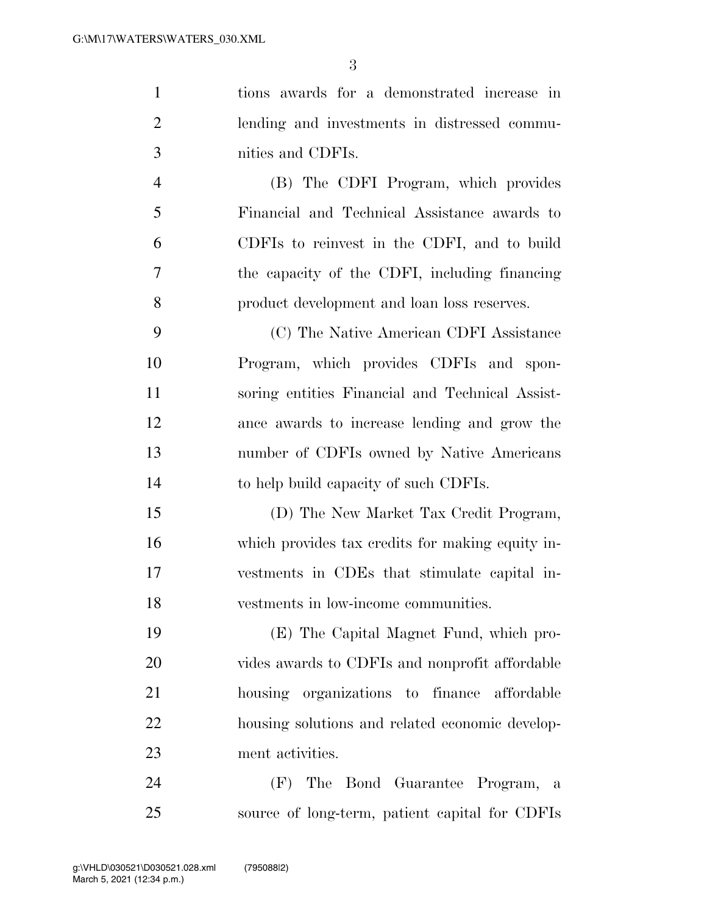tions awards for a demonstrated increase in lending and investments in distressed communities and CDFIs.

(B) The CDFI Program, which provides Financial and Technical Assistance awards to CDFIs to reinvest in the CDFI, and to build the capacity of the CDFI, including financing product development and loan loss reserves.

(C) The Native American CDFI Assistance Program, which provides CDFIs and sponsoring entities Financial and Technical Assistance awards to increase lending and grow the number of CDFIs owned by Native Americans to help build capacity of such CDFIs.

(D) The New Market Tax Credit Program, which provides tax credits for making equity investments in CDEs that stimulate capital investments in low-income communities.

(E) The Capital Magnet Fund, which provides awards to CDFIs and nonprofit affordable housing organizations to finance affordable housing solutions and related economic development activities.

(F) The Bond Guarantee Program, a source of long-term, patient capital for CDFIs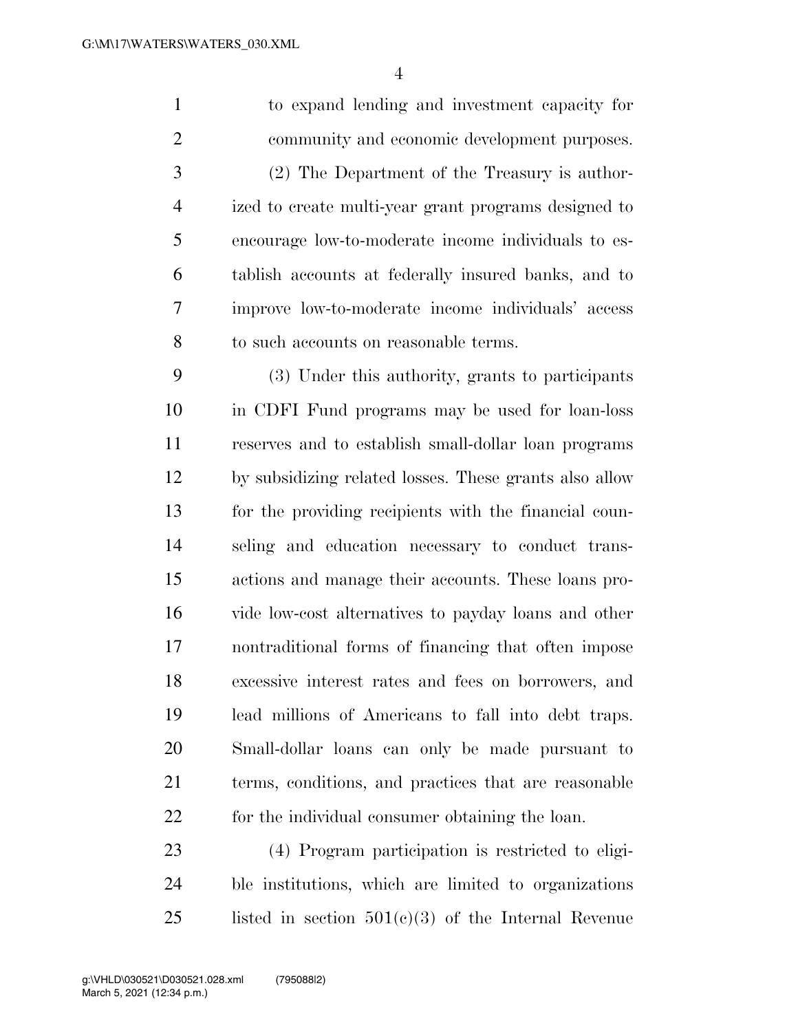to expand lending and investment capacity for community and economic development purposes.

(2) The Department of the Treasury is authorized to create multi-year grant programs designed to encourage low-to-moderate income individuals to establish accounts at federally insured banks, and to improve low-to-moderate income individuals' access to such accounts on reasonable terms.

(3) Under this authority, grants to participants in CDFI Fund programs may be used for loan-loss reserves and to establish small-dollar loan programs by subsidizing related losses. These grants also allow for the providing recipients with the financial counseling and education necessary to conduct transactions and manage their accounts. These loans provide low-cost alternatives to payday loans and other nontraditional forms of financing that often impose excessive interest rates and fees on borrowers, and lead millions of Americans to fall into debt traps. Small-dollar loans can only be made pursuant to terms, conditions, and practices that are reasonable for the individual consumer obtaining the loan.

(4) Program participation is restricted to eligible institutions, which are limited to organizations listed in section 501(c)(3) of the Internal Revenue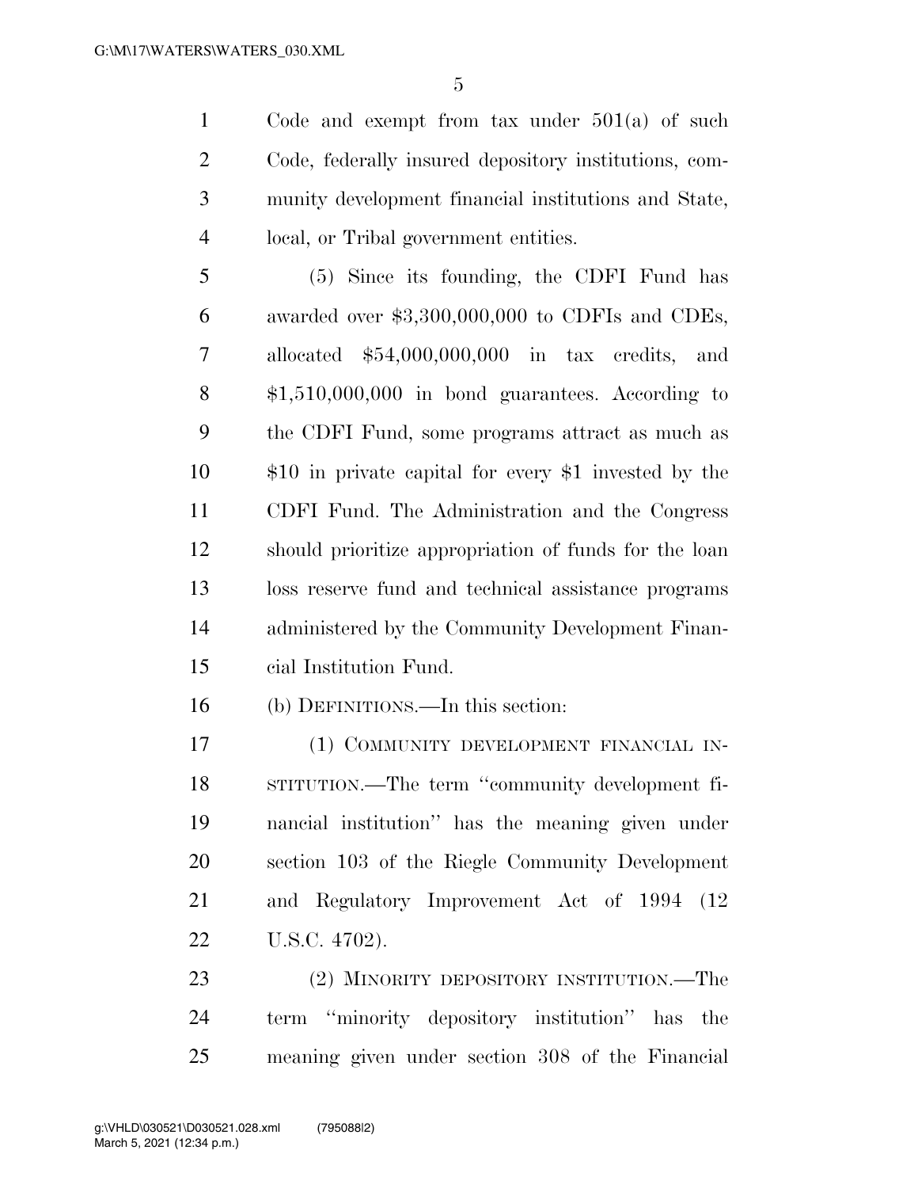Code and exempt from tax under 501(a) of such Code, federally insured depository institutions, community development financial institutions and State, local, or Tribal government entities.

(5) Since its founding, the CDFI Fund has awarded over $3,300,000,000 to CDFIs and CDEs, allocated $54,000,000,000 in tax credits, and $1,510,000,000 in bond guarantees. According to the CDFI Fund, some programs attract as much as $10 in private capital for every $1 invested by the CDFI Fund. The Administration and the Congress should prioritize appropriation of funds for the loan loss reserve fund and technical assistance programs administered by the Community Development Financial Institution Fund.

(b) DEFINITIONS.—In this section:

(1) COMMUNITY DEVELOPMENT FINANCIAL INSTITUTION.—The term ''community development financial institution'' has the meaning given under section 103 of the Riegle Community Development and Regulatory Improvement Act of 1994 (12 U.S.C. 4702).

(2) MINORITY DEPOSITORY INSTITUTION.—The term ''minority depository institution'' has the meaning given under section 308 of the Financial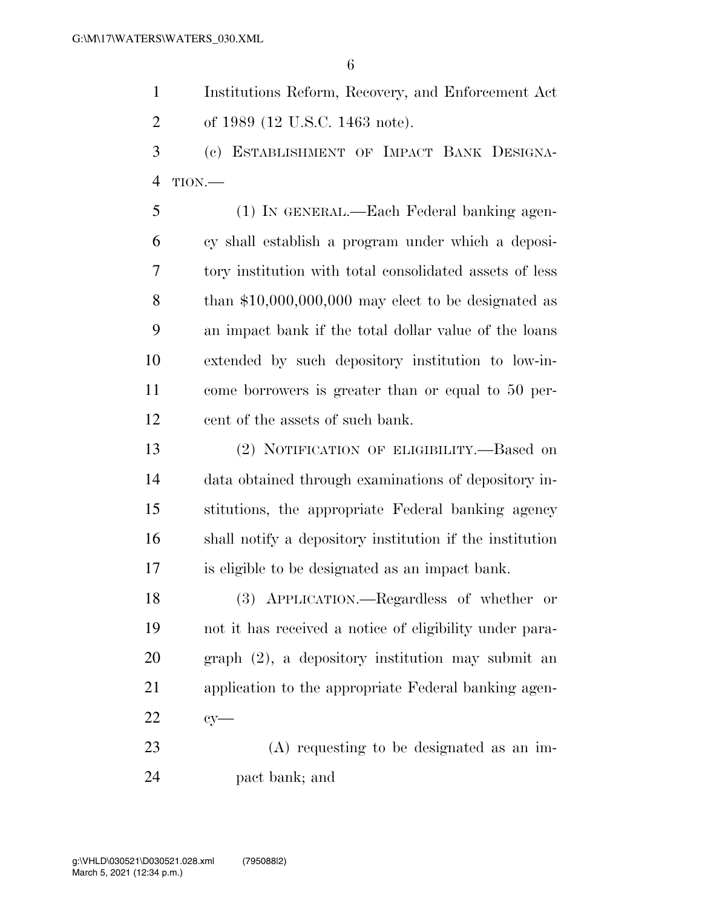Institutions Reform, Recovery, and Enforcement Act of 1989 (12 U.S.C. 1463 note).

(c) ESTABLISHMENT OF IMPACT BANK DESIGNATION.—

(1) IN GENERAL.—Each Federal banking agency shall establish a program under which a depository institution with total consolidated assets of less than $10,000,000,000 may elect to be designated as an impact bank if the total dollar value of the loans extended by such depository institution to low-income borrowers is greater than or equal to 50 percent of the assets of such bank.

(2) NOTIFICATION OF ELIGIBILITY.—Based on data obtained through examinations of depository institutions, the appropriate Federal banking agency shall notify a depository institution if the institution is eligible to be designated as an impact bank.

(3) APPLICATION.—Regardless of whether or not it has received a notice of eligibility under paragraph (2), a depository institution may submit an application to the appropriate Federal banking agency—

(A) requesting to be designated as an impact bank; and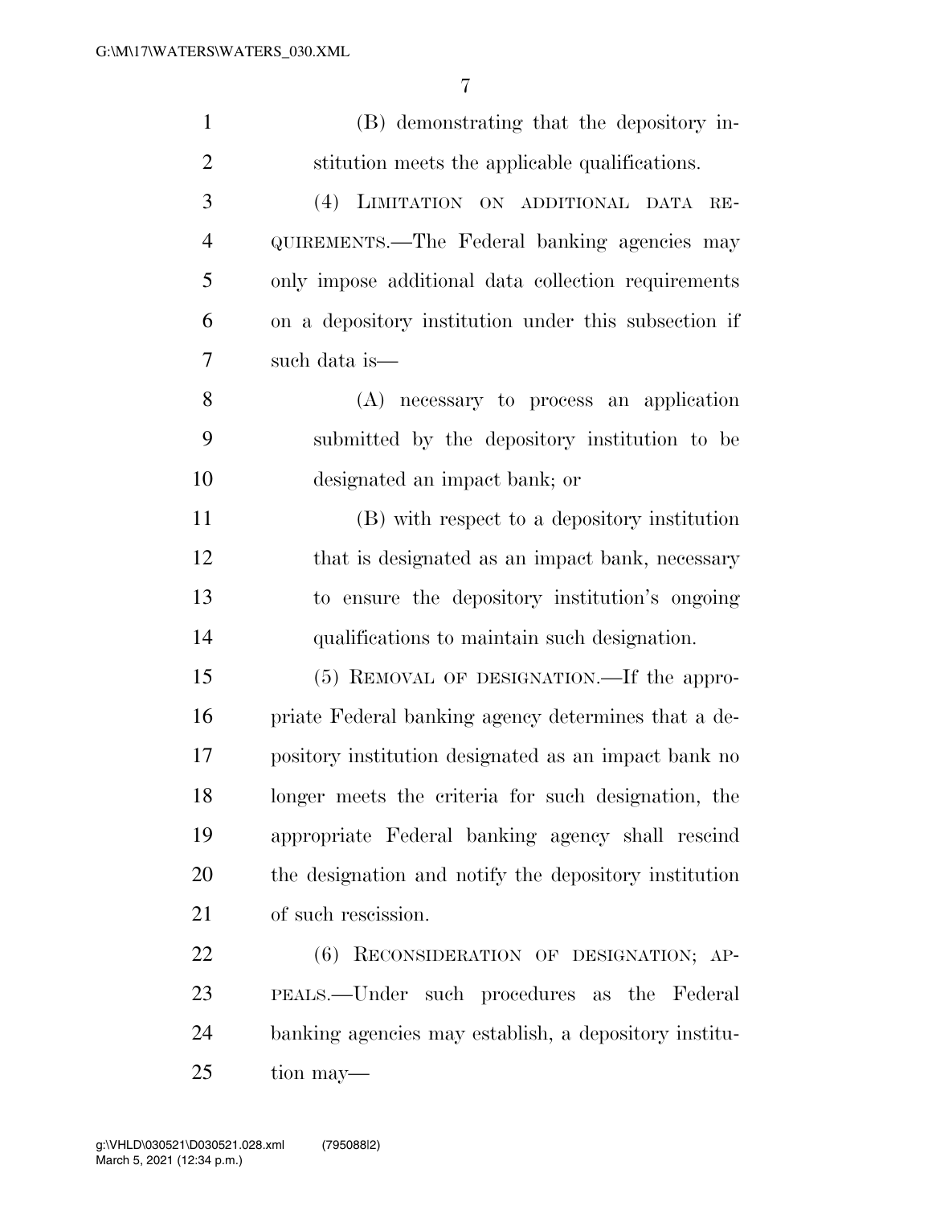(B) demonstrating that the depository institution meets the applicable qualifications.

(4) LIMITATION ON ADDITIONAL DATA REQUIREMENTS.—The Federal banking agencies may only impose additional data collection requirements on a depository institution under this subsection if such data is—

(A) necessary to process an application submitted by the depository institution to be designated an impact bank; or

(B) with respect to a depository institution that is designated as an impact bank, necessary to ensure the depository institution's ongoing qualifications to maintain such designation.

(5) REMOVAL OF DESIGNATION.—If the appropriate Federal banking agency determines that a depository institution designated as an impact bank no longer meets the criteria for such designation, the appropriate Federal banking agency shall rescind the designation and notify the depository institution of such rescission.

(6) RECONSIDERATION OF DESIGNATION; APPEALS.—Under such procedures as the Federal banking agencies may establish, a depository institution may—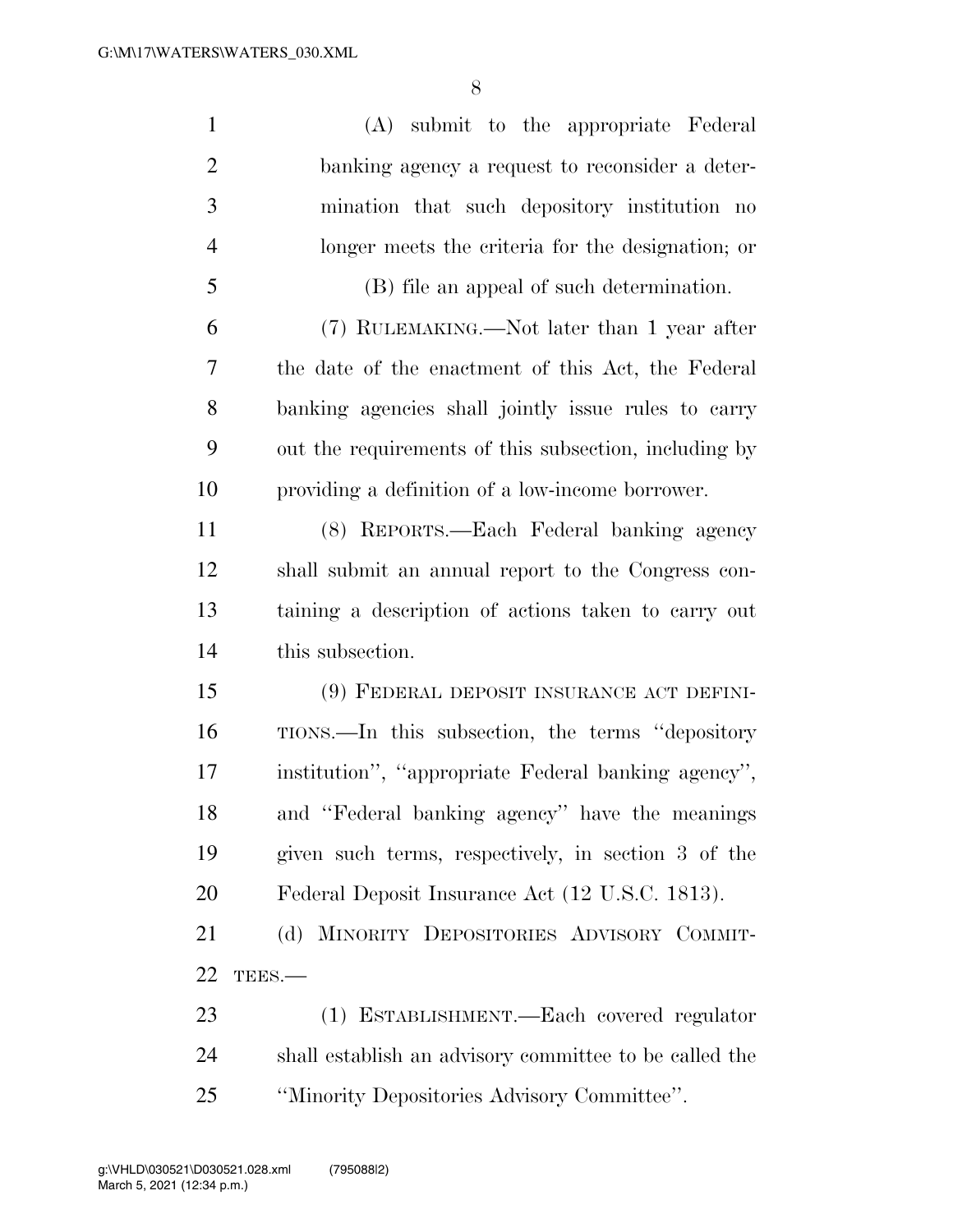(A) submit to the appropriate Federal banking agency a request to reconsider a determination that such depository institution no longer meets the criteria for the designation; or

(B) file an appeal of such determination.

(7) RULEMAKING.—Not later than 1 year after the date of the enactment of this Act, the Federal banking agencies shall jointly issue rules to carry out the requirements of this subsection, including by providing a definition of a low-income borrower.

(8) REPORTS.—Each Federal banking agency shall submit an annual report to the Congress containing a description of actions taken to carry out this subsection.

(9) FEDERAL DEPOSIT INSURANCE ACT DEFINITIONS.—In this subsection, the terms ''depository institution'', ''appropriate Federal banking agency'', and ''Federal banking agency'' have the meanings given such terms, respectively, in section 3 of the Federal Deposit Insurance Act (12 U.S.C. 1813).

(d) MINORITY DEPOSITORIES ADVISORY COMMITTEES.—

(1) ESTABLISHMENT.—Each covered regulator shall establish an advisory committee to be called the ''Minority Depositories Advisory Committee''.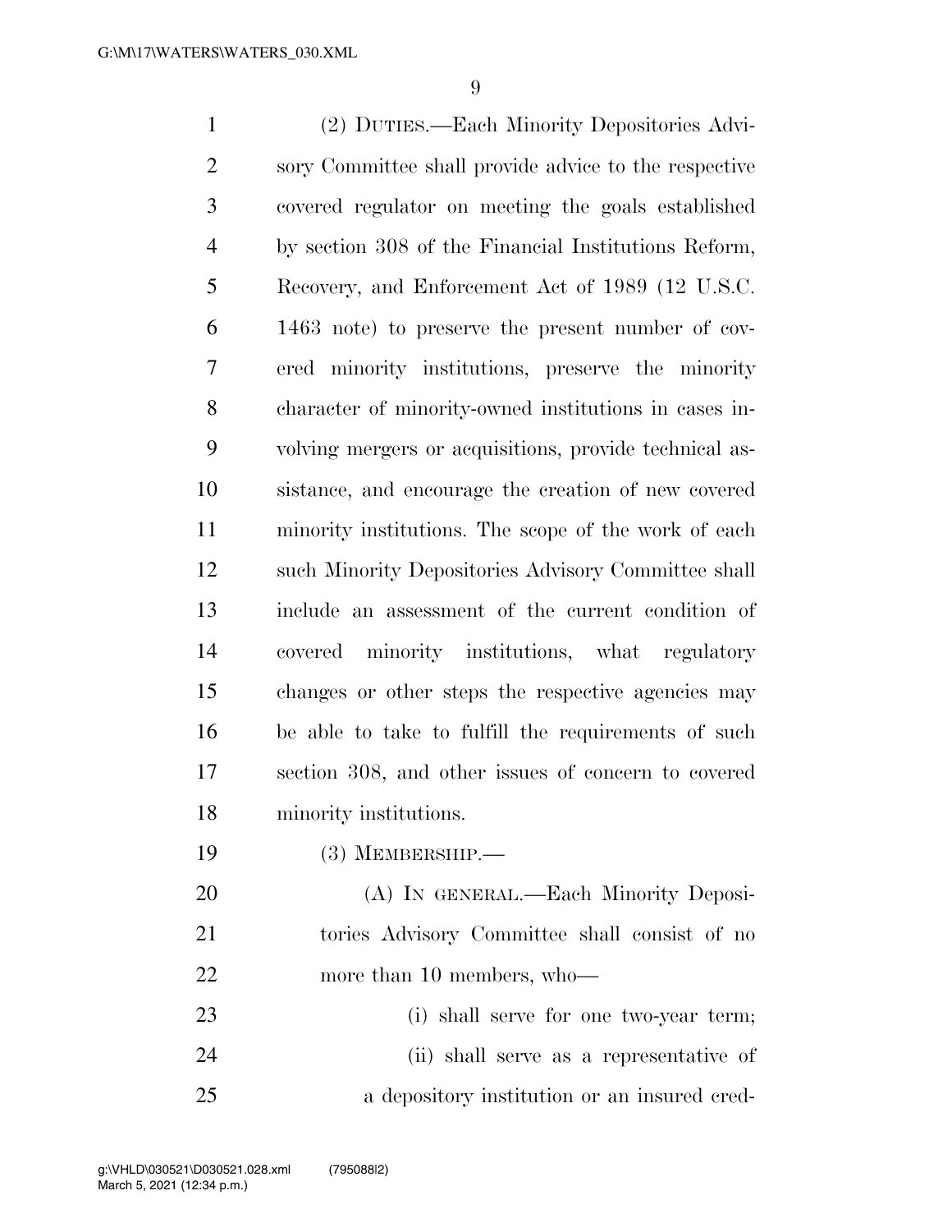(2) DUTIES.—Each Minority Depositories Advisory Committee shall provide advice to the respective covered regulator on meeting the goals established by section 308 of the Financial Institutions Reform, Recovery, and Enforcement Act of 1989 (12 U.S.C. 1463 note) to preserve the present number of covered minority institutions, preserve the minority character of minority-owned institutions in cases involving mergers or acquisitions, provide technical assistance, and encourage the creation of new covered minority institutions. The scope of the work of each such Minority Depositories Advisory Committee shall include an assessment of the current condition of covered minority institutions, what regulatory changes or other steps the respective agencies may be able to take to fulfill the requirements of such section 308, and other issues of concern to covered minority institutions.

(3) MEMBERSHIP.—

(A) IN GENERAL.—Each Minority Depositories Advisory Committee shall consist of no more than 10 members, who—

(i) shall serve for one two-year term;

(ii) shall serve as a representative of a depository institution or an insured cred-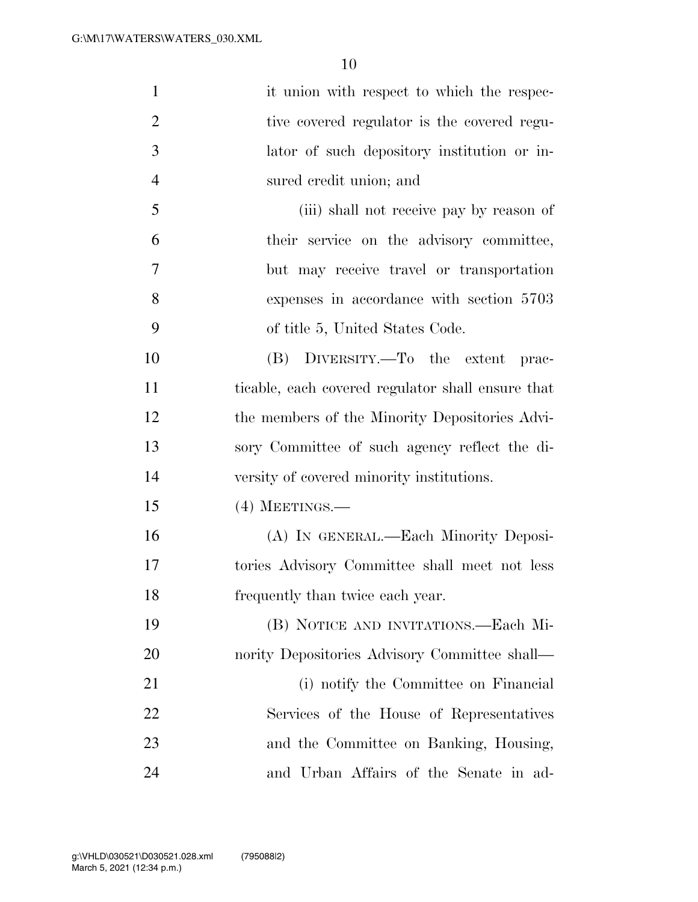it union with respect to which the respective covered regulator is the covered regulator of such depository institution or insured credit union; and

(iii) shall not receive pay by reason of their service on the advisory committee, but may receive travel or transportation expenses in accordance with section 5703 of title 5, United States Code.

(B) DIVERSITY.—To the extent practicable, each covered regulator shall ensure that the members of the Minority Depositories Advisory Committee of such agency reflect the diversity of covered minority institutions.

(4) MEETINGS.—

(A) IN GENERAL.—Each Minority Depositories Advisory Committee shall meet not less frequently than twice each year.

(B) NOTICE AND INVITATIONS.—Each Minority Depositories Advisory Committee shall—

(i) notify the Committee on Financial Services of the House of Representatives and the Committee on Banking, Housing, and Urban Affairs of the Senate in ad-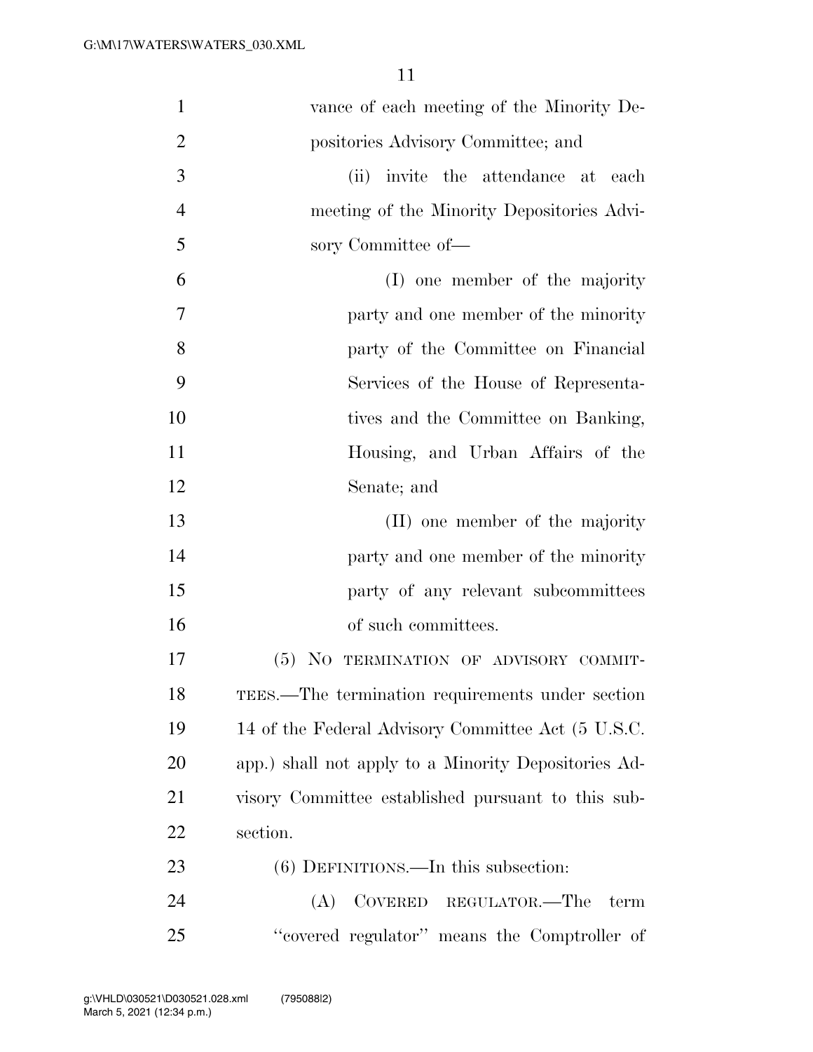vance of each meeting of the Minority Depositories Advisory Committee; and

(ii) invite the attendance at each meeting of the Minority Depositories Advisory Committee of—

(I) one member of the majority party and one member of the minority party of the Committee on Financial Services of the House of Representatives and the Committee on Banking, Housing, and Urban Affairs of the Senate; and

(II) one member of the majority party and one member of the minority party of any relevant subcommittees of such committees.

(5) NO TERMINATION OF ADVISORY COMMITTEES.—The termination requirements under section 14 of the Federal Advisory Committee Act (5 U.S.C. app.) shall not apply to a Minority Depositories Advisory Committee established pursuant to this subsection.

(6) DEFINITIONS.—In this subsection:

(A) COVERED REGULATOR.—The term ''covered regulator'' means the Comptroller of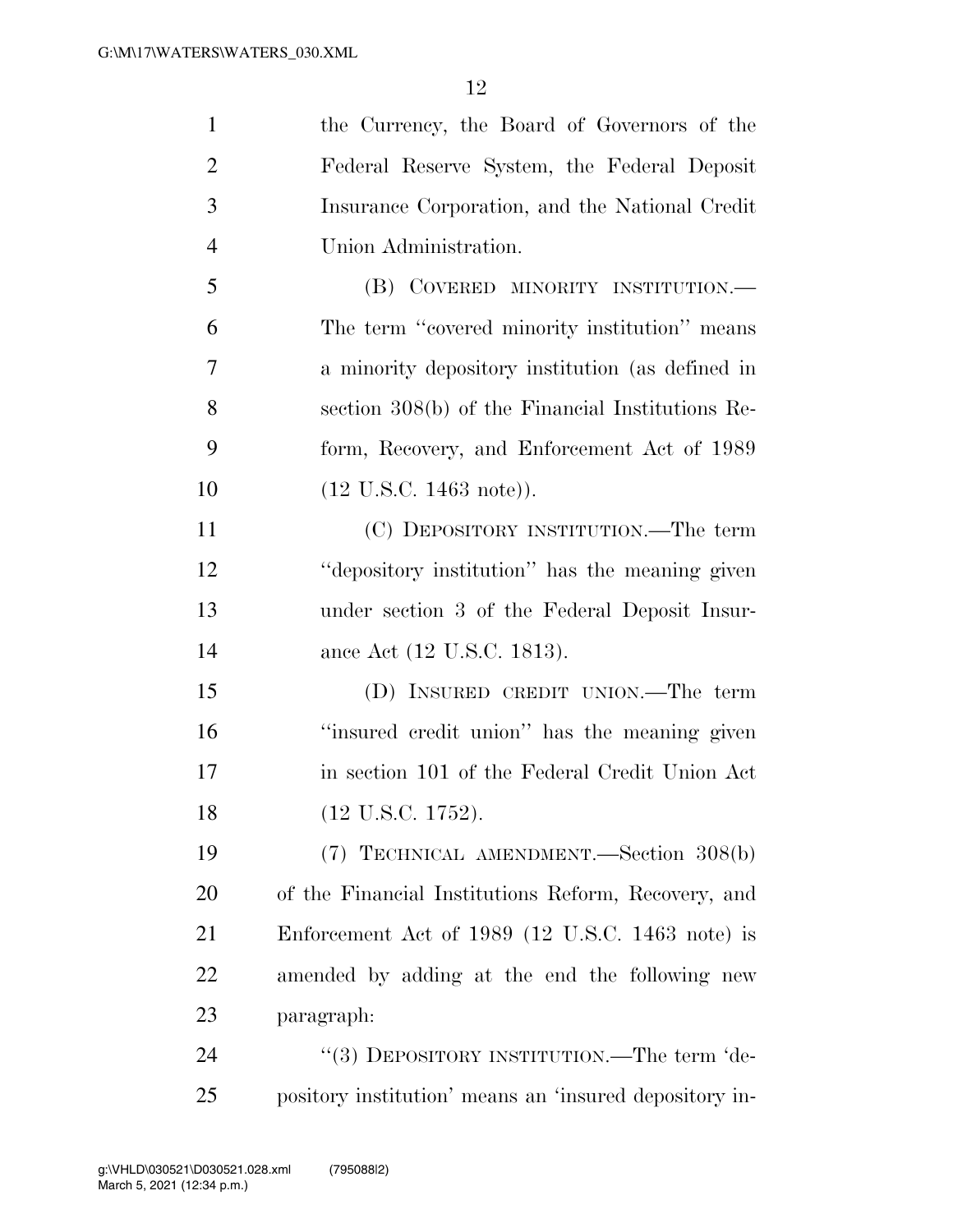the Currency, the Board of Governors of the Federal Reserve System, the Federal Deposit Insurance Corporation, and the National Credit Union Administration.

(B) COVERED MINORITY INSTITUTION.—The term "covered minority institution" means a minority depository institution (as defined in section 308(b) of the Financial Institutions Reform, Recovery, and Enforcement Act of 1989 (12 U.S.C. 1463 note)).

(C) DEPOSITORY INSTITUTION.—The term "depository institution" has the meaning given under section 3 of the Federal Deposit Insurance Act (12 U.S.C. 1813).

(D) INSURED CREDIT UNION.—The term "insured credit union" has the meaning given in section 101 of the Federal Credit Union Act (12 U.S.C. 1752).

(7) TECHNICAL AMENDMENT.—Section 308(b) of the Financial Institutions Reform, Recovery, and Enforcement Act of 1989 (12 U.S.C. 1463 note) is amended by adding at the end the following new paragraph:

"(3) DEPOSITORY INSTITUTION.—The term 'depository institution' means an 'insured depository in-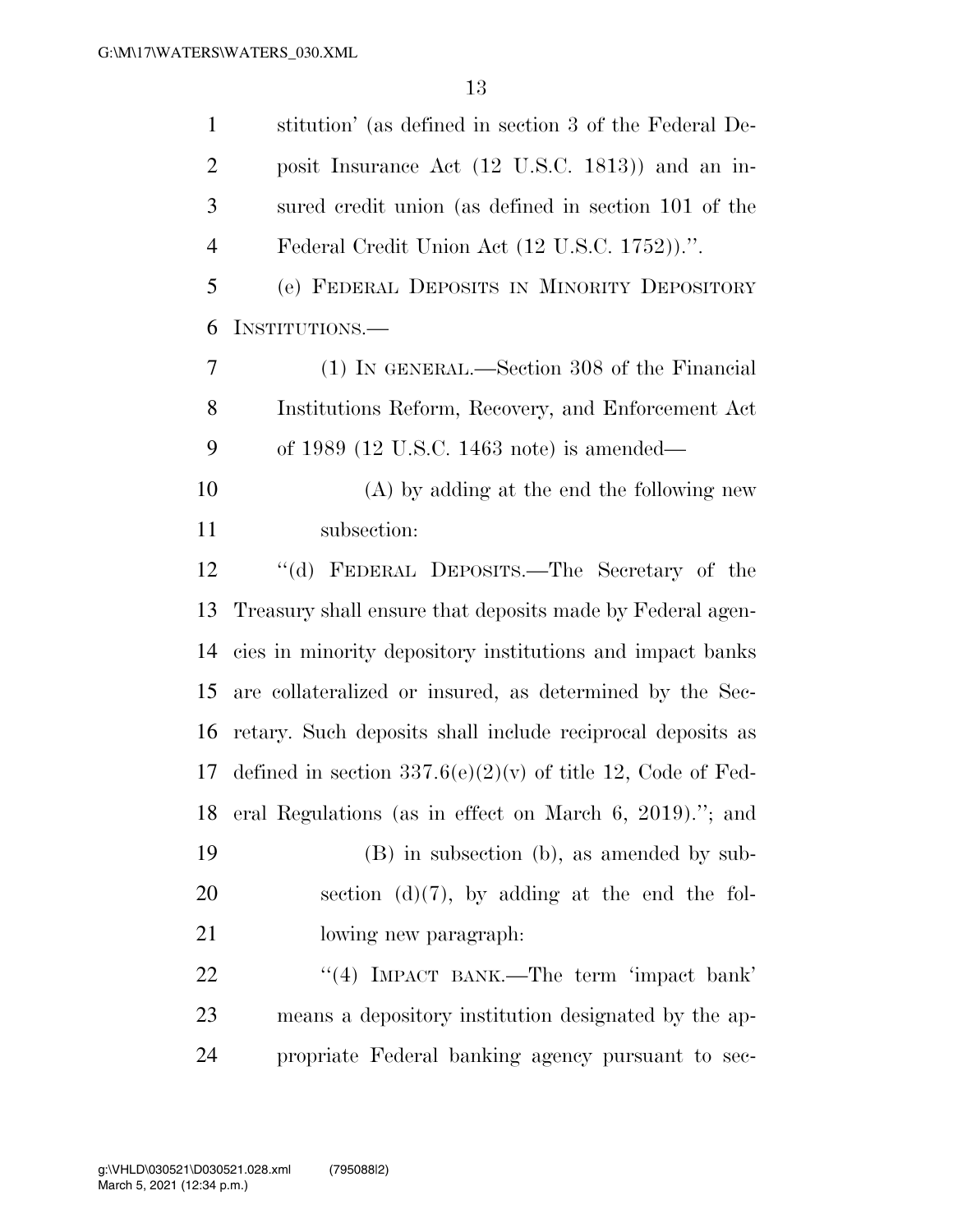stitution' (as defined in section 3 of the Federal Deposit Insurance Act (12 U.S.C. 1813)) and an insured credit union (as defined in section 101 of the Federal Credit Union Act (12 U.S.C. 1752)).''.

(e) FEDERAL DEPOSITS IN MINORITY DEPOSITORY INSTITUTIONS.—

(1) IN GENERAL.—Section 308 of the Financial Institutions Reform, Recovery, and Enforcement Act of 1989 (12 U.S.C. 1463 note) is amended—

(A) by adding at the end the following new subsection:

''(d) FEDERAL DEPOSITS.—The Secretary of the Treasury shall ensure that deposits made by Federal agencies in minority depository institutions and impact banks are collateralized or insured, as determined by the Secretary. Such deposits shall include reciprocal deposits as defined in section 337.6(e)(2)(v) of title 12, Code of Federal Regulations (as in effect on March 6, 2019).''; and

(B) in subsection (b), as amended by subsection (d)(7), by adding at the end the following new paragraph:

''(4) IMPACT BANK.—The term 'impact bank' means a depository institution designated by the appropriate Federal banking agency pursuant to sec-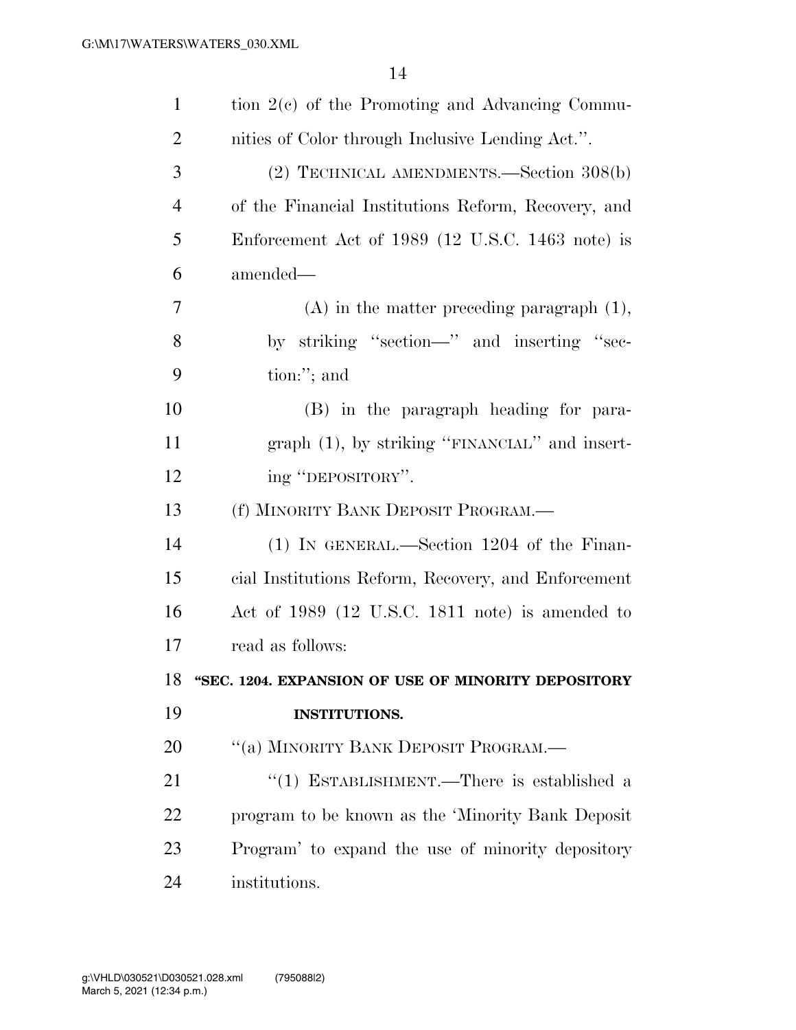tion 2(c) of the Promoting and Advancing Communities of Color through Inclusive Lending Act.''.

(2) TECHNICAL AMENDMENTS.—Section 308(b) of the Financial Institutions Reform, Recovery, and Enforcement Act of 1989 (12 U.S.C. 1463 note) is amended—

(A) in the matter preceding paragraph (1), by striking ''section—'' and inserting ''section:''; and

(B) in the paragraph heading for paragraph (1), by striking ''FINANCIAL'' and inserting ''DEPOSITORY''.

(f) MINORITY BANK DEPOSIT PROGRAM.—

(1) IN GENERAL.—Section 1204 of the Financial Institutions Reform, Recovery, and Enforcement Act of 1989 (12 U.S.C. 1811 note) is amended to read as follows:

**''SEC. 1204. EXPANSION OF USE OF MINORITY DEPOSITORY INSTITUTIONS.**

''(a) MINORITY BANK DEPOSIT PROGRAM.—

''(1) ESTABLISHMENT.—There is established a program to be known as the 'Minority Bank Deposit Program' to expand the use of minority depository institutions.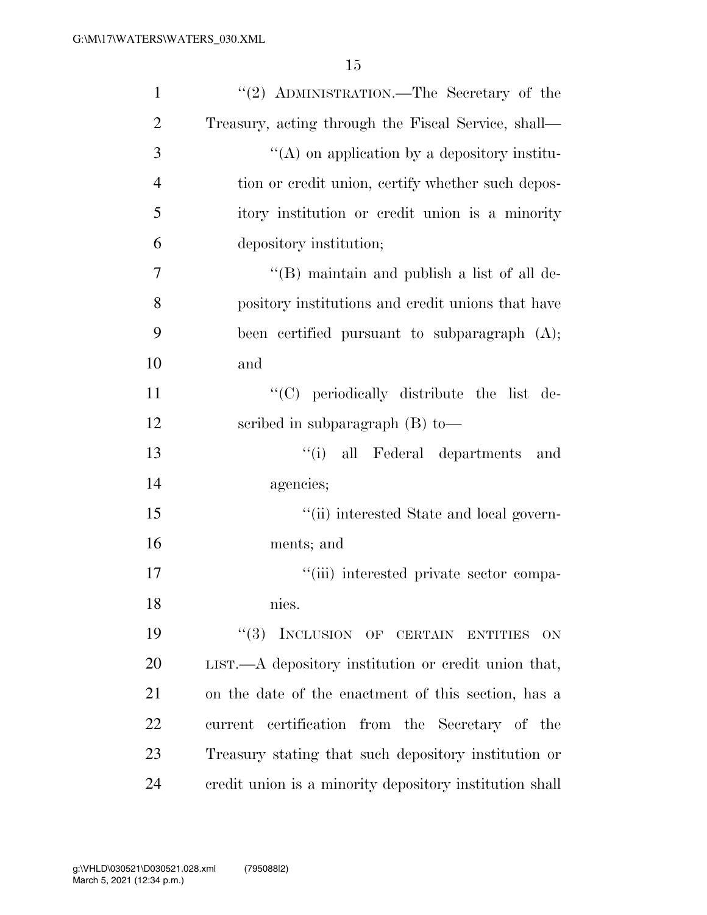''(2) ADMINISTRATION.—The Secretary of the Treasury, acting through the Fiscal Service, shall—

''(A) on application by a depository institution or credit union, certify whether such depository institution or credit union is a minority depository institution;

''(B) maintain and publish a list of all depository institutions and credit unions that have been certified pursuant to subparagraph (A); and

''(C) periodically distribute the list described in subparagraph (B) to—

''(i) all Federal departments and agencies;

''(ii) interested State and local governments; and

''(iii) interested private sector companies.

''(3) INCLUSION OF CERTAIN ENTITIES ON LIST.—A depository institution or credit union that, on the date of the enactment of this section, has a current certification from the Secretary of the Treasury stating that such depository institution or credit union is a minority depository institution shall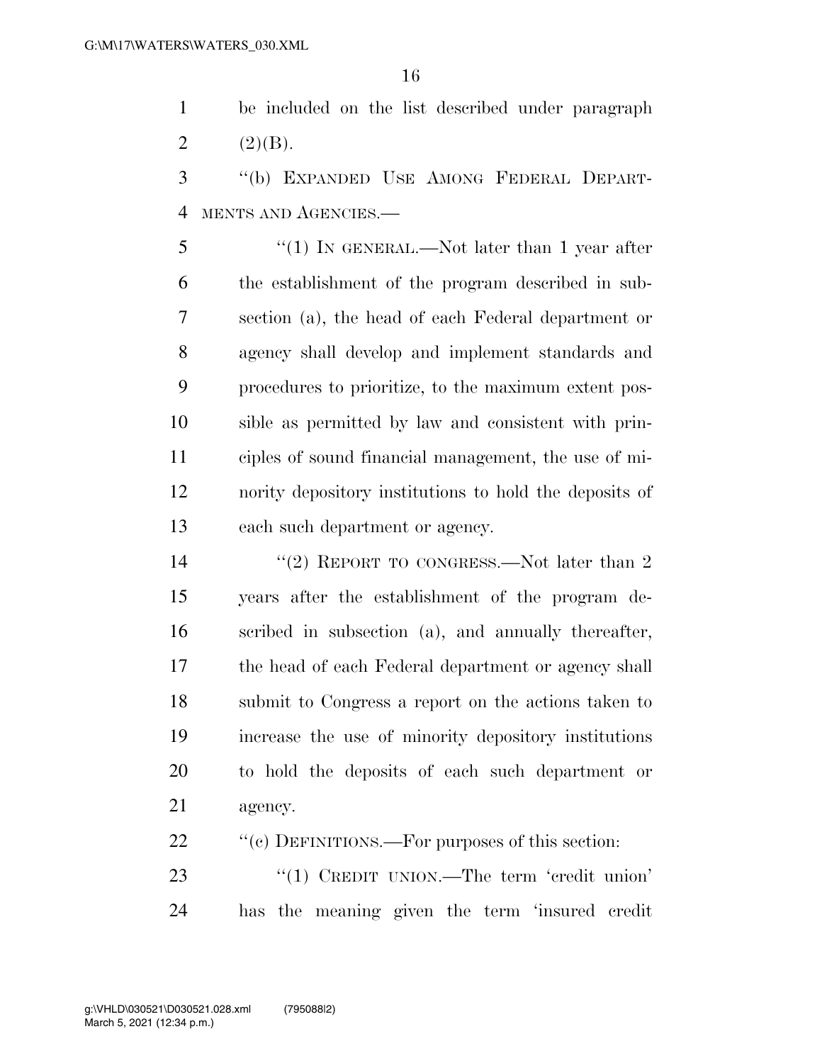be included on the list described under paragraph (2)(B).

"(b) Expanded Use Among Federal Departments and Agencies.—

"(1) In general.—Not later than 1 year after the establishment of the program described in subsection (a), the head of each Federal department or agency shall develop and implement standards and procedures to prioritize, to the maximum extent possible as permitted by law and consistent with principles of sound financial management, the use of minority depository institutions to hold the deposits of each such department or agency.

"(2) Report to congress.—Not later than 2 years after the establishment of the program described in subsection (a), and annually thereafter, the head of each Federal department or agency shall submit to Congress a report on the actions taken to increase the use of minority depository institutions to hold the deposits of each such department or agency.

"(c) Definitions.—For purposes of this section:

"(1) Credit union.—The term 'credit union' has the meaning given the term 'insured credit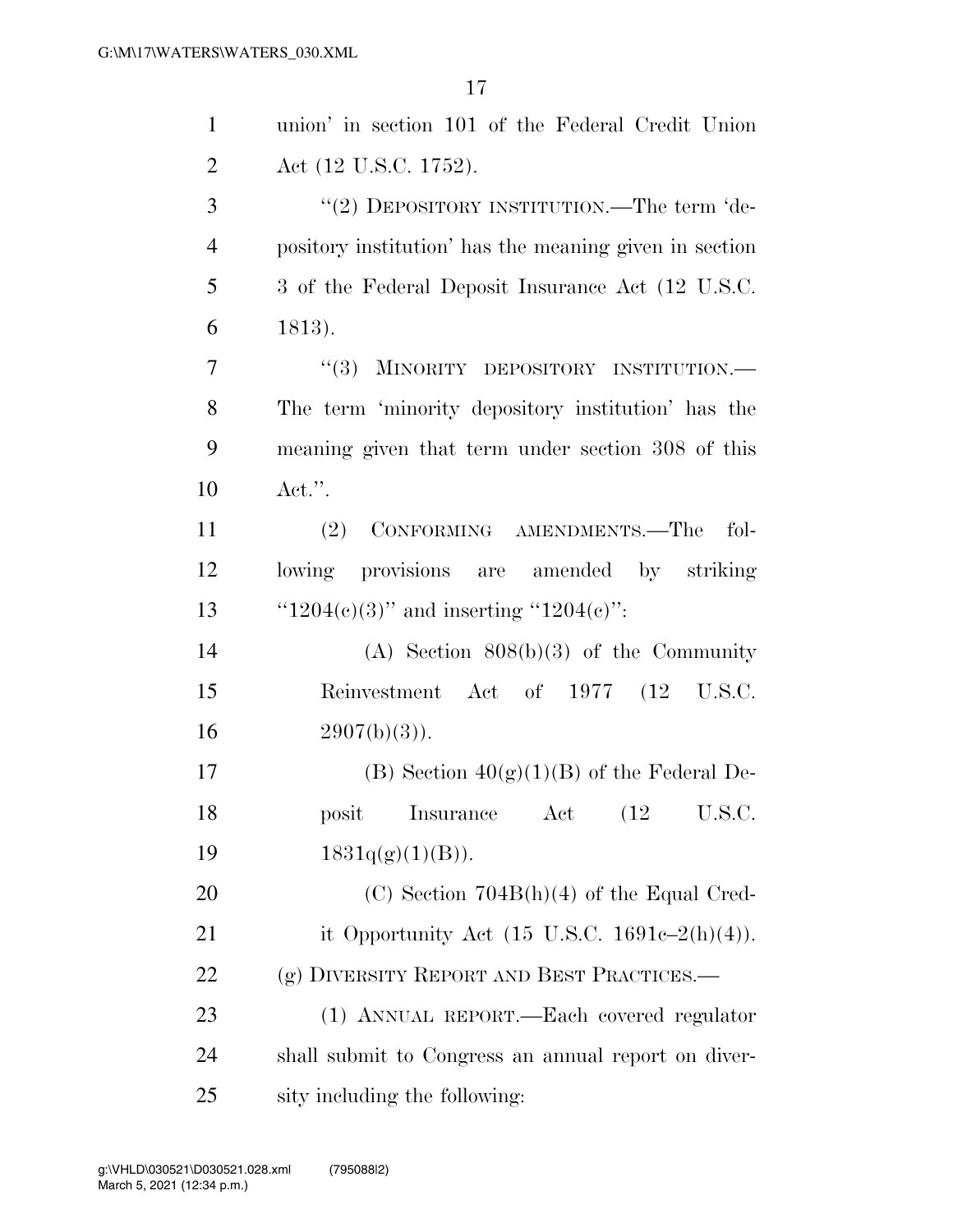union' in section 101 of the Federal Credit Union Act (12 U.S.C. 1752).

"(2) DEPOSITORY INSTITUTION.—The term 'depository institution' has the meaning given in section 3 of the Federal Deposit Insurance Act (12 U.S.C. 1813).

"(3) MINORITY DEPOSITORY INSTITUTION.—The term 'minority depository institution' has the meaning given that term under section 308 of this Act.".

(2) CONFORMING AMENDMENTS.—The following provisions are amended by striking "1204(c)(3)" and inserting "1204(c)":

(A) Section 808(b)(3) of the Community Reinvestment Act of 1977 (12 U.S.C. 2907(b)(3)).

(B) Section 40(g)(1)(B) of the Federal Deposit Insurance Act (12 U.S.C. 1831q(g)(1)(B)).

(C) Section 704B(h)(4) of the Equal Credit Opportunity Act (15 U.S.C. 1691c–2(h)(4)).

(g) DIVERSITY REPORT AND BEST PRACTICES.—

(1) ANNUAL REPORT.—Each covered regulator shall submit to Congress an annual report on diversity including the following: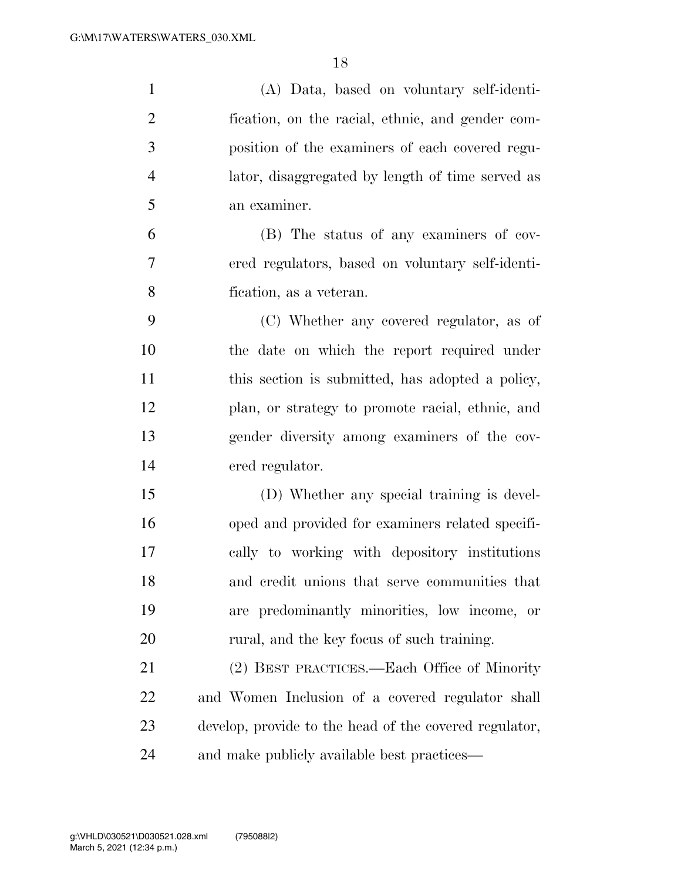(A) Data, based on voluntary self-identification, on the racial, ethnic, and gender composition of the examiners of each covered regulator, disaggregated by length of time served as an examiner.

(B) The status of any examiners of covered regulators, based on voluntary self-identification, as a veteran.

(C) Whether any covered regulator, as of the date on which the report required under this section is submitted, has adopted a policy, plan, or strategy to promote racial, ethnic, and gender diversity among examiners of the covered regulator.

(D) Whether any special training is developed and provided for examiners related specifically to working with depository institutions and credit unions that serve communities that are predominantly minorities, low income, or rural, and the key focus of such training.

(2) BEST PRACTICES.—Each Office of Minority and Women Inclusion of a covered regulator shall develop, provide to the head of the covered regulator, and make publicly available best practices—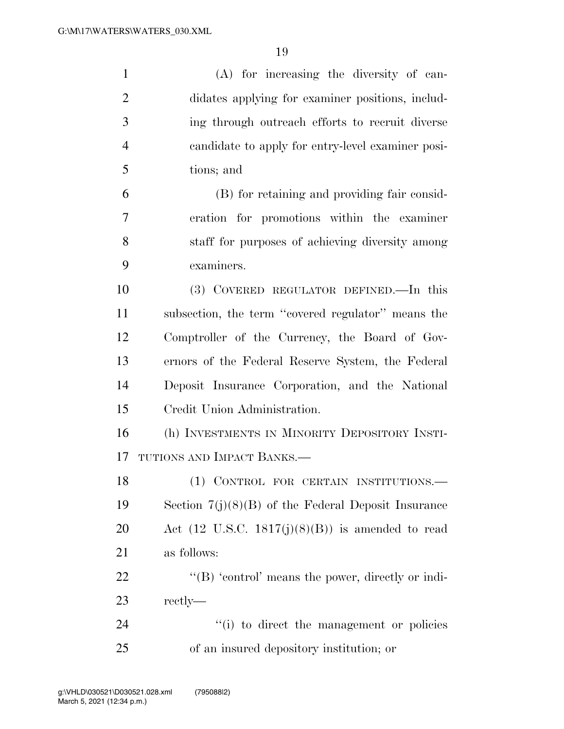(A) for increasing the diversity of candidates applying for examiner positions, including through outreach efforts to recruit diverse candidate to apply for entry-level examiner positions; and

(B) for retaining and providing fair consideration for promotions within the examiner staff for purposes of achieving diversity among examiners.

(3) COVERED REGULATOR DEFINED.—In this subsection, the term "covered regulator" means the Comptroller of the Currency, the Board of Governors of the Federal Reserve System, the Federal Deposit Insurance Corporation, and the National Credit Union Administration.

(h) INVESTMENTS IN MINORITY DEPOSITORY INSTITUTIONS AND IMPACT BANKS.—

(1) CONTROL FOR CERTAIN INSTITUTIONS.—Section 7(j)(8)(B) of the Federal Deposit Insurance Act (12 U.S.C. 1817(j)(8)(B)) is amended to read as follows:

"(B) 'control' means the power, directly or indirectly—

"(i) to direct the management or policies of an insured depository institution; or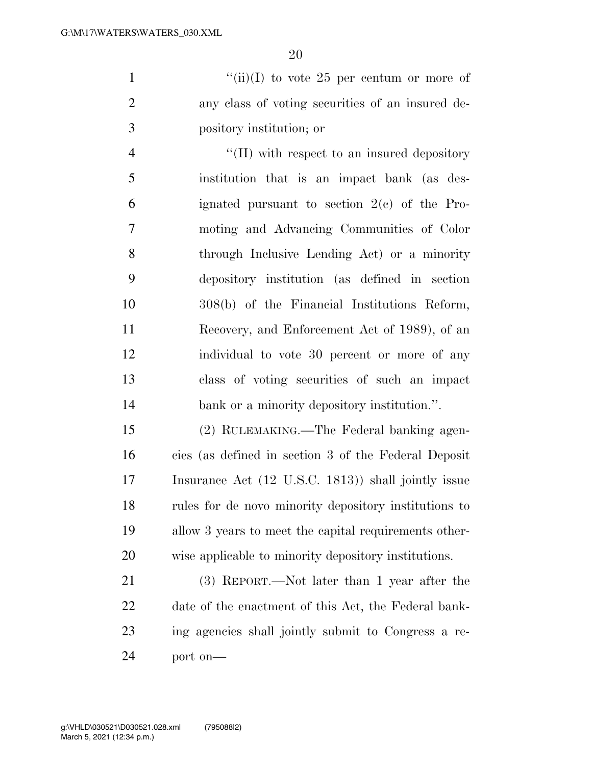''(ii)(I) to vote 25 per centum or more of any class of voting securities of an insured depository institution; or

''(II) with respect to an insured depository institution that is an impact bank (as designated pursuant to section 2(c) of the Promoting and Advancing Communities of Color through Inclusive Lending Act) or a minority depository institution (as defined in section 308(b) of the Financial Institutions Reform, Recovery, and Enforcement Act of 1989), of an individual to vote 30 percent or more of any class of voting securities of such an impact bank or a minority depository institution.''.

(2) RULEMAKING.—The Federal banking agencies (as defined in section 3 of the Federal Deposit Insurance Act (12 U.S.C. 1813)) shall jointly issue rules for de novo minority depository institutions to allow 3 years to meet the capital requirements otherwise applicable to minority depository institutions.

(3) REPORT.—Not later than 1 year after the date of the enactment of this Act, the Federal banking agencies shall jointly submit to Congress a report on—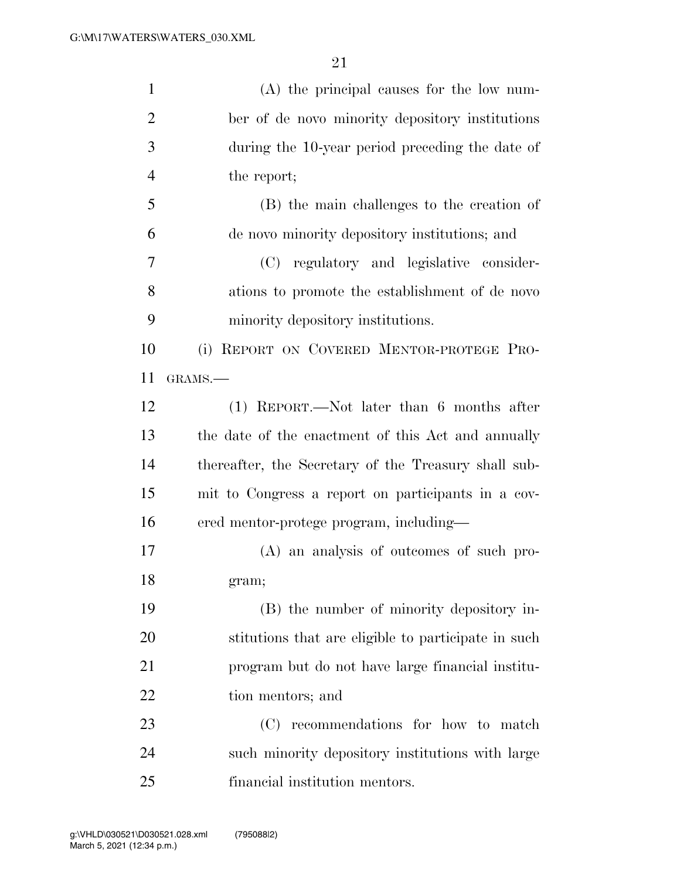(A) the principal causes for the low number of de novo minority depository institutions during the 10-year period preceding the date of the report;

(B) the main challenges to the creation of de novo minority depository institutions; and

(C) regulatory and legislative considerations to promote the establishment of de novo minority depository institutions.

(i) REPORT ON COVERED MENTOR-PROTEGE PROGRAMS.—

(1) REPORT.—Not later than 6 months after the date of the enactment of this Act and annually thereafter, the Secretary of the Treasury shall submit to Congress a report on participants in a covered mentor-protege program, including—

(A) an analysis of outcomes of such program;

(B) the number of minority depository institutions that are eligible to participate in such program but do not have large financial institution mentors; and

(C) recommendations for how to match such minority depository institutions with large financial institution mentors.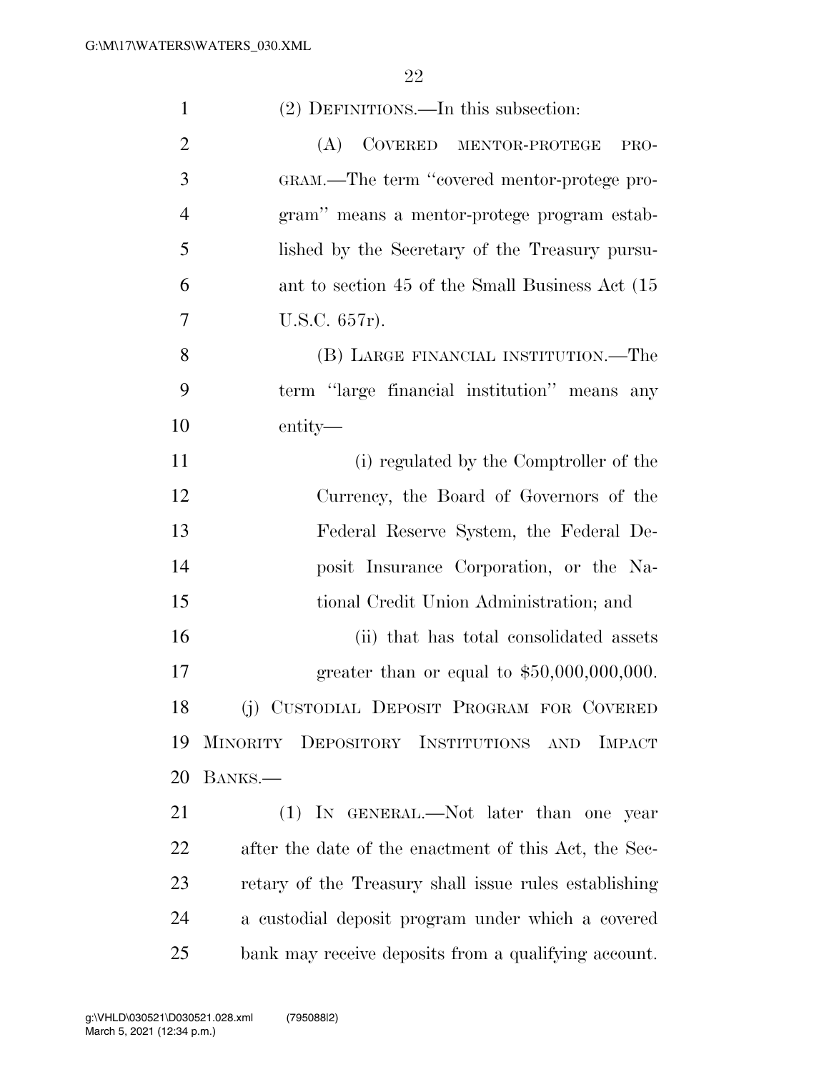(2) DEFINITIONS.—In this subsection:

(A) COVERED MENTOR-PROTEGE PROGRAM.—The term "covered mentor-protege program" means a mentor-protege program established by the Secretary of the Treasury pursuant to section 45 of the Small Business Act (15 U.S.C. 657r).

(B) LARGE FINANCIAL INSTITUTION.—The term "large financial institution" means any entity—

(i) regulated by the Comptroller of the Currency, the Board of Governors of the Federal Reserve System, the Federal Deposit Insurance Corporation, or the National Credit Union Administration; and

(ii) that has total consolidated assets greater than or equal to $50,000,000,000.

(j) CUSTODIAL DEPOSIT PROGRAM FOR COVERED MINORITY DEPOSITORY INSTITUTIONS AND IMPACT BANKS.—

(1) IN GENERAL.—Not later than one year after the date of the enactment of this Act, the Secretary of the Treasury shall issue rules establishing a custodial deposit program under which a covered bank may receive deposits from a qualifying account.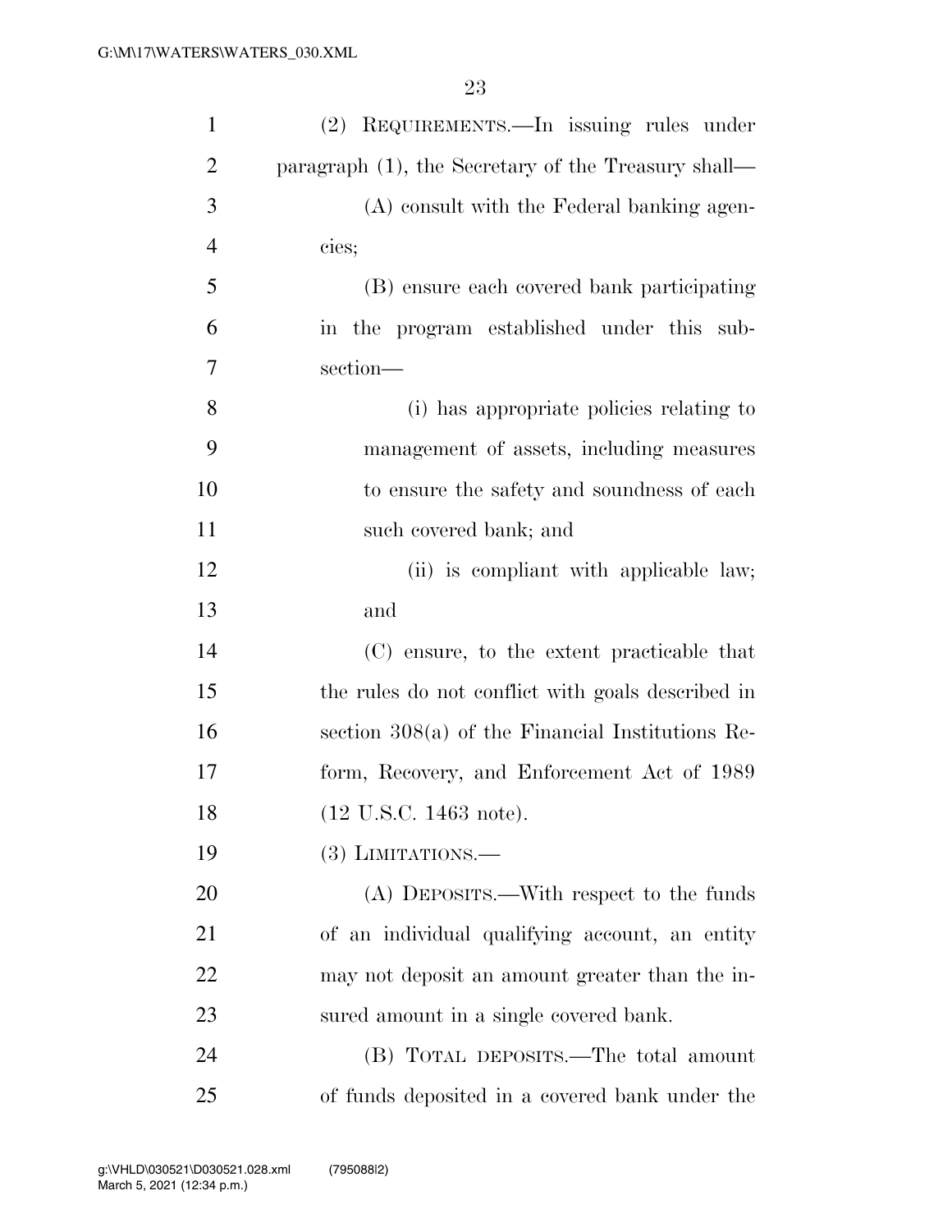(2) REQUIREMENTS.—In issuing rules under paragraph (1), the Secretary of the Treasury shall—

(A) consult with the Federal banking agencies;

(B) ensure each covered bank participating in the program established under this subsection—

(i) has appropriate policies relating to management of assets, including measures to ensure the safety and soundness of each such covered bank; and

(ii) is compliant with applicable law; and

(C) ensure, to the extent practicable that the rules do not conflict with goals described in section 308(a) of the Financial Institutions Reform, Recovery, and Enforcement Act of 1989 (12 U.S.C. 1463 note).

(3) LIMITATIONS.—

(A) DEPOSITS.—With respect to the funds of an individual qualifying account, an entity may not deposit an amount greater than the insured amount in a single covered bank.

(B) TOTAL DEPOSITS.—The total amount of funds deposited in a covered bank under the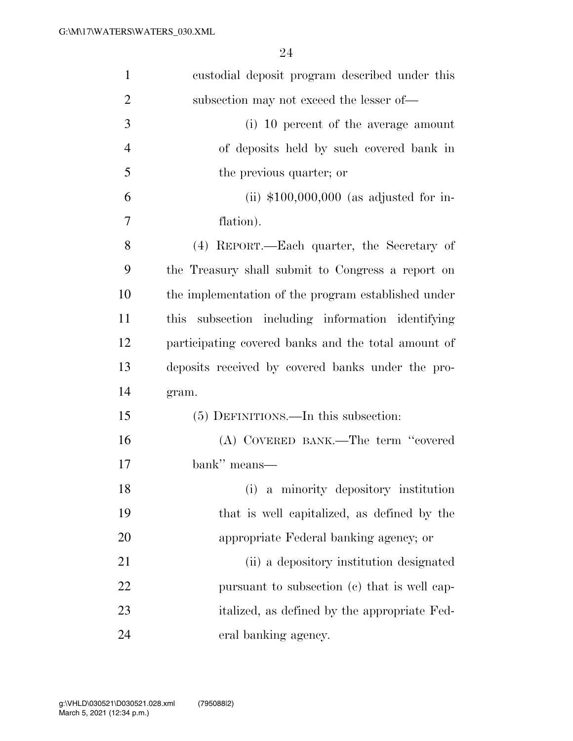custodial deposit program described under this subsection may not exceed the lesser of—

(i) 10 percent of the average amount of deposits held by such covered bank in the previous quarter; or

(ii) $100,000,000 (as adjusted for inflation).

(4) REPORT.—Each quarter, the Secretary of the Treasury shall submit to Congress a report on the implementation of the program established under this subsection including information identifying participating covered banks and the total amount of deposits received by covered banks under the program.

(5) DEFINITIONS.—In this subsection:

(A) COVERED BANK.—The term ''covered bank'' means—

(i) a minority depository institution that is well capitalized, as defined by the appropriate Federal banking agency; or

(ii) a depository institution designated pursuant to subsection (c) that is well capitalized, as defined by the appropriate Federal banking agency.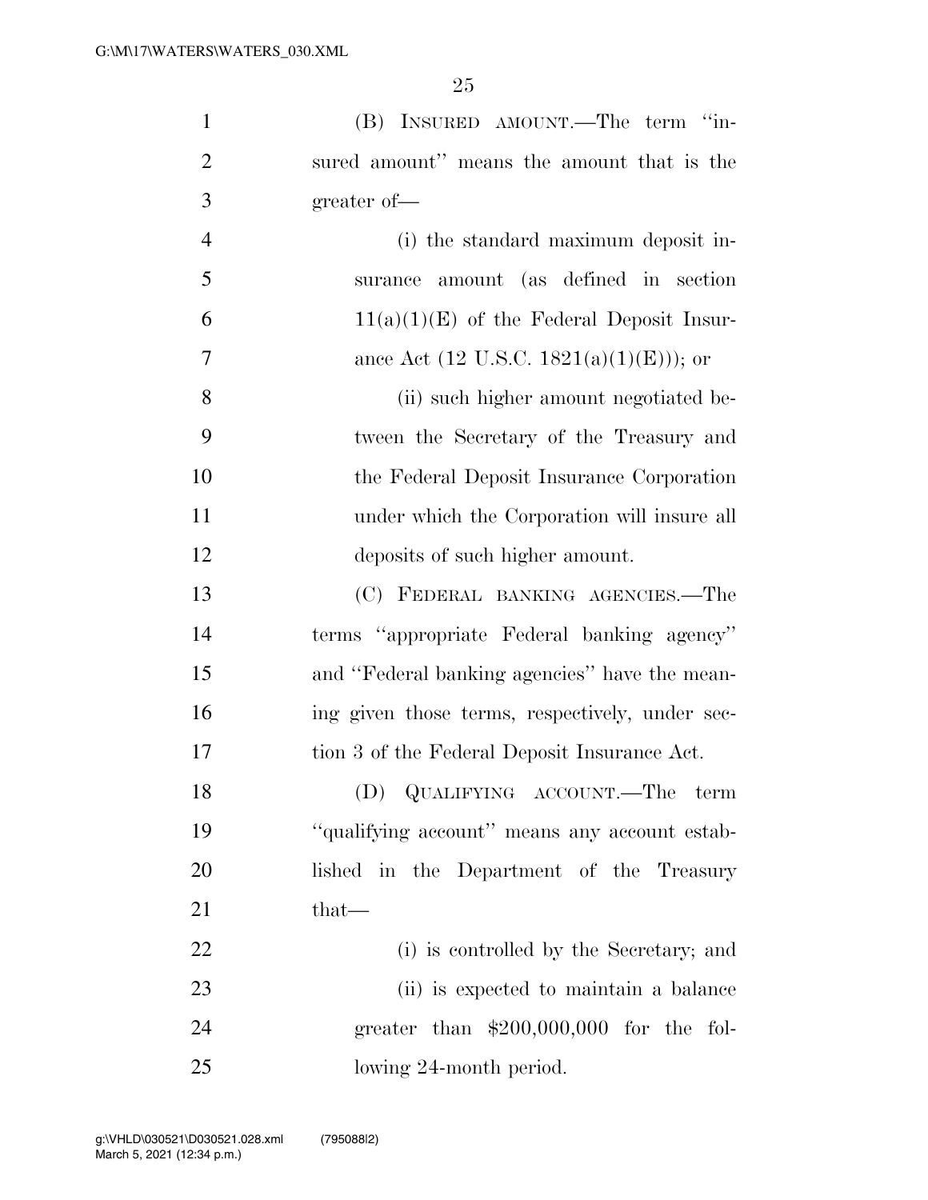(B) INSURED AMOUNT.—The term "insured amount" means the amount that is the greater of—

(i) the standard maximum deposit insurance amount (as defined in section 11(a)(1)(E) of the Federal Deposit Insurance Act (12 U.S.C. 1821(a)(1)(E))); or

(ii) such higher amount negotiated between the Secretary of the Treasury and the Federal Deposit Insurance Corporation under which the Corporation will insure all deposits of such higher amount.

(C) FEDERAL BANKING AGENCIES.—The terms "appropriate Federal banking agency" and "Federal banking agencies" have the meaning given those terms, respectively, under section 3 of the Federal Deposit Insurance Act.

(D) QUALIFYING ACCOUNT.—The term "qualifying account" means any account established in the Department of the Treasury that—

(i) is controlled by the Secretary; and

(ii) is expected to maintain a balance greater than $200,000,000 for the following 24-month period.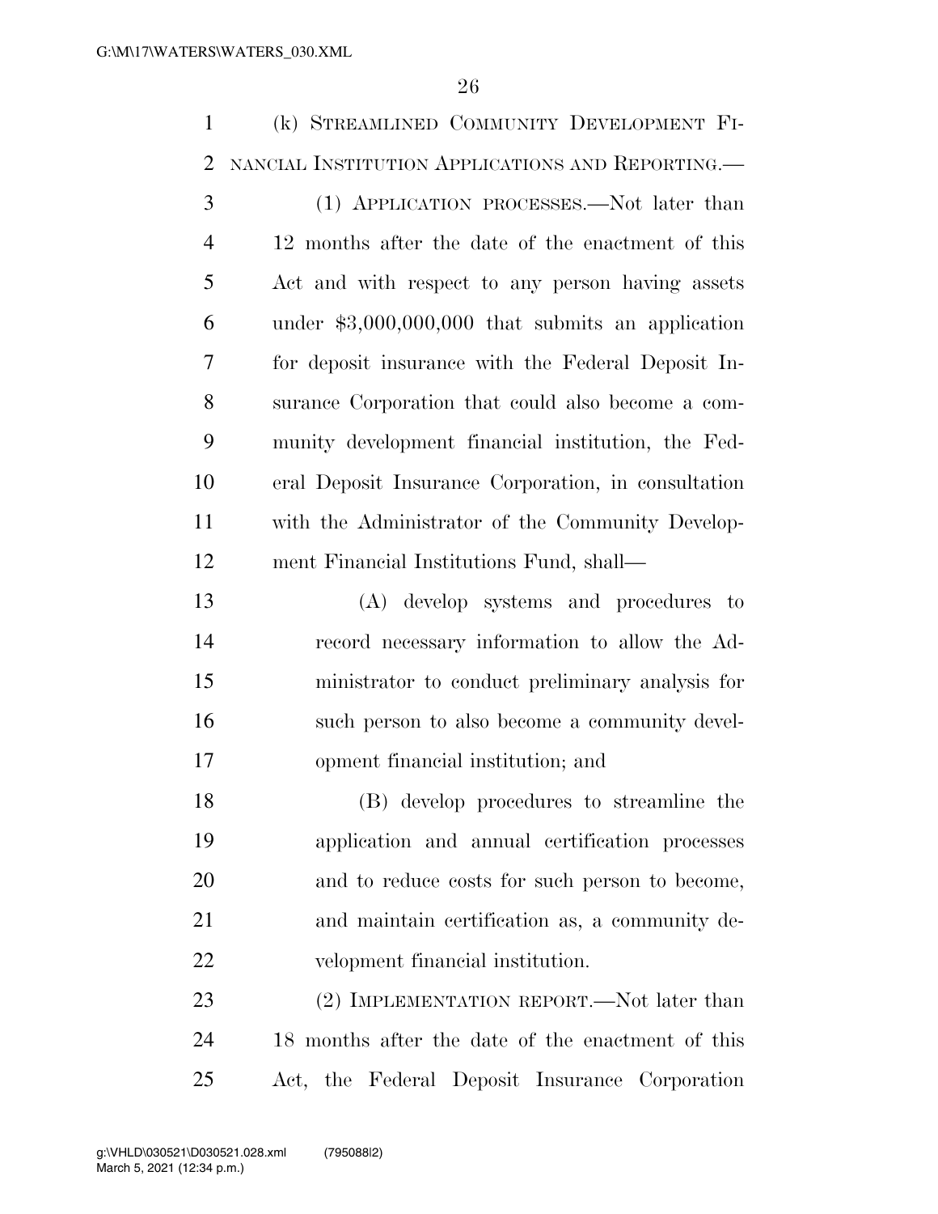(k) STREAMLINED COMMUNITY DEVELOPMENT FINANCIAL INSTITUTION APPLICATIONS AND REPORTING.—

(1) APPLICATION PROCESSES.—Not later than 12 months after the date of the enactment of this Act and with respect to any person having assets under $3,000,000,000 that submits an application for deposit insurance with the Federal Deposit Insurance Corporation that could also become a community development financial institution, the Federal Deposit Insurance Corporation, in consultation with the Administrator of the Community Development Financial Institutions Fund, shall—

(A) develop systems and procedures to record necessary information to allow the Administrator to conduct preliminary analysis for such person to also become a community development financial institution; and

(B) develop procedures to streamline the application and annual certification processes and to reduce costs for such person to become, and maintain certification as, a community development financial institution.

(2) IMPLEMENTATION REPORT.—Not later than 18 months after the date of the enactment of this Act, the Federal Deposit Insurance Corporation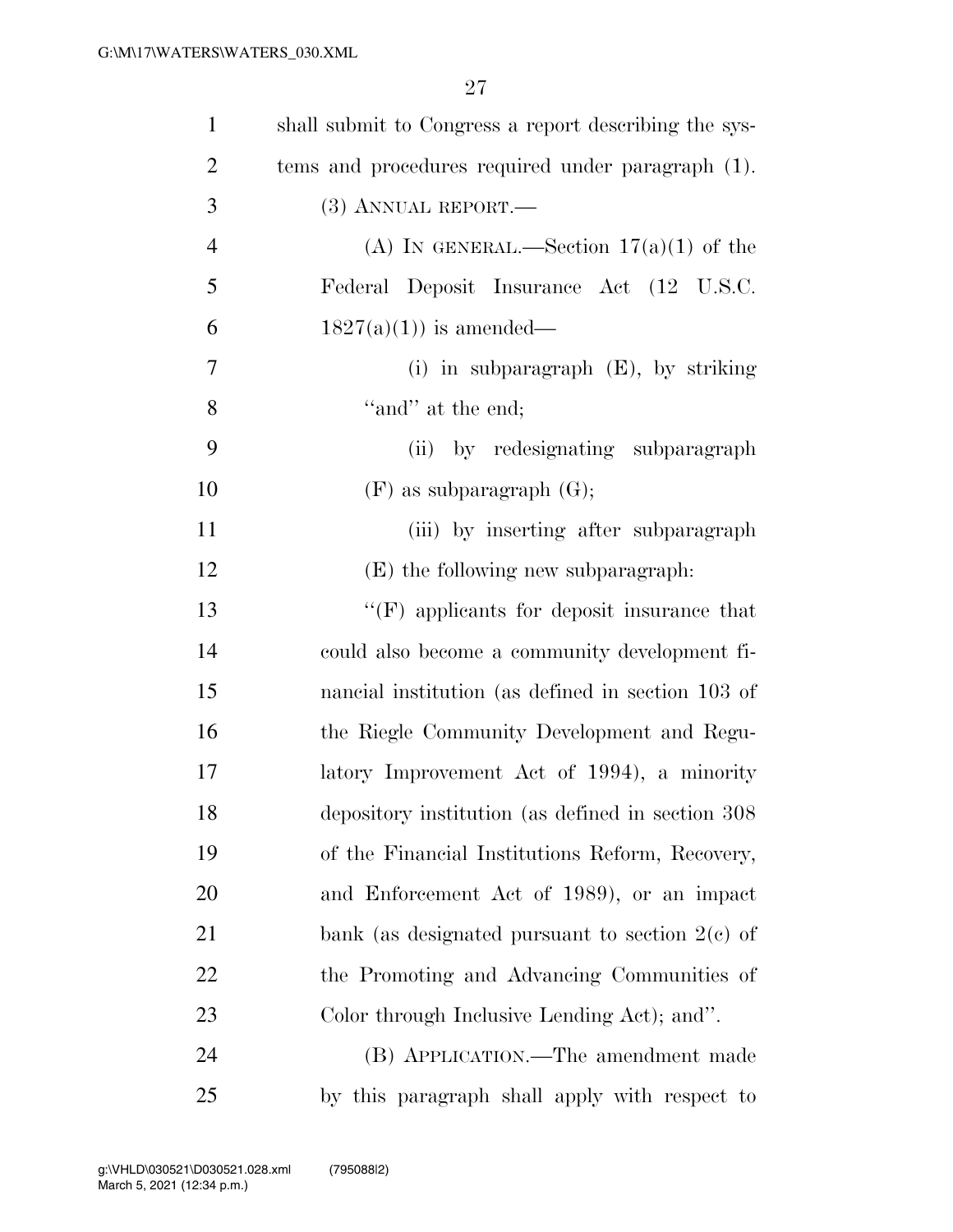shall submit to Congress a report describing the systems and procedures required under paragraph (1).

(3) ANNUAL REPORT.—

(A) IN GENERAL.—Section 17(a)(1) of the Federal Deposit Insurance Act (12 U.S.C. 1827(a)(1)) is amended—

(i) in subparagraph (E), by striking "and" at the end;

(ii) by redesignating subparagraph (F) as subparagraph (G);

(iii) by inserting after subparagraph (E) the following new subparagraph:

"(F) applicants for deposit insurance that could also become a community development financial institution (as defined in section 103 of the Riegle Community Development and Regulatory Improvement Act of 1994), a minority depository institution (as defined in section 308 of the Financial Institutions Reform, Recovery, and Enforcement Act of 1989), or an impact bank (as designated pursuant to section 2(c) of the Promoting and Advancing Communities of Color through Inclusive Lending Act); and".

(B) APPLICATION.—The amendment made by this paragraph shall apply with respect to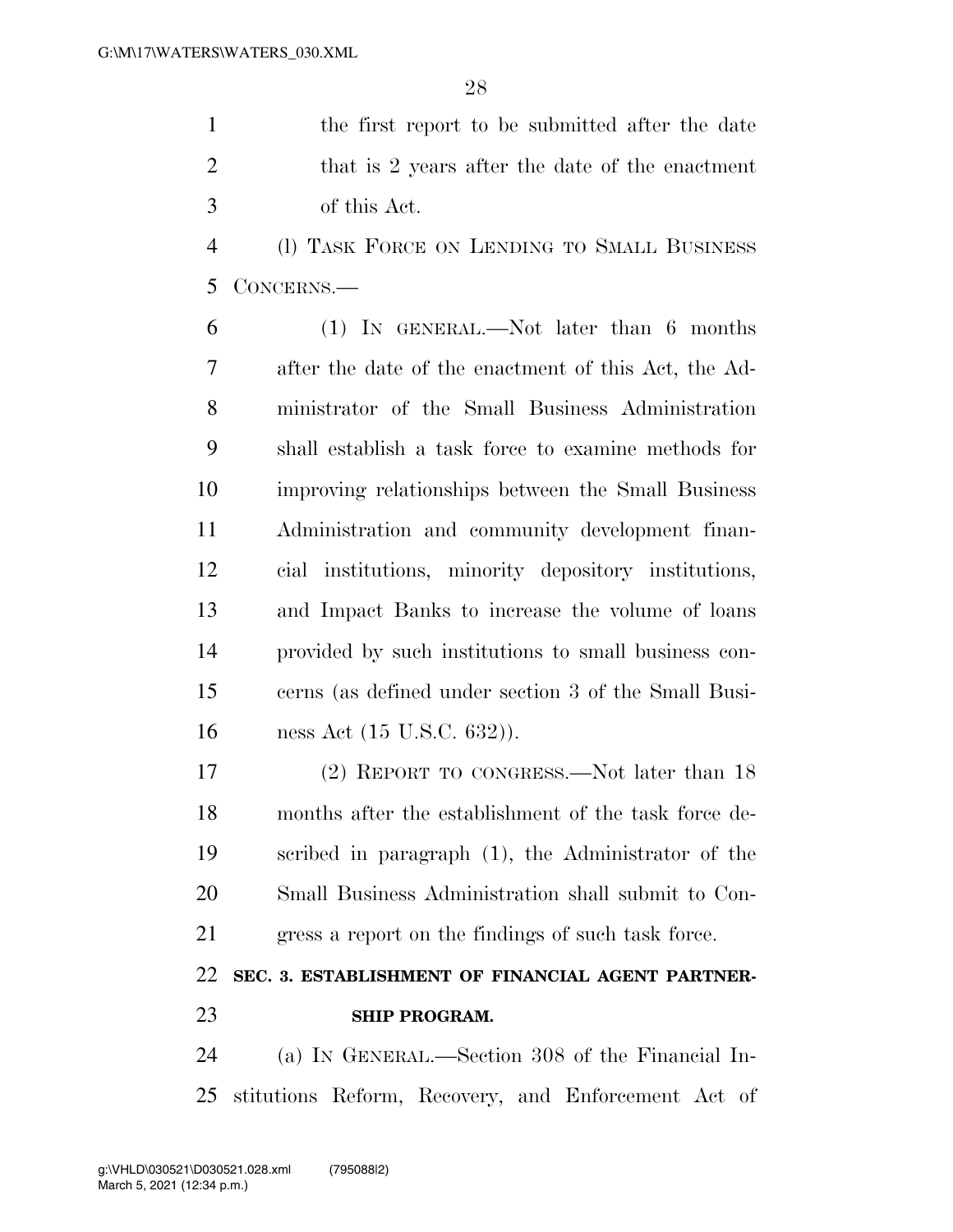the first report to be submitted after the date that is 2 years after the date of the enactment of this Act.

(l) TASK FORCE ON LENDING TO SMALL BUSINESS CONCERNS.—

(1) IN GENERAL.—Not later than 6 months after the date of the enactment of this Act, the Administrator of the Small Business Administration shall establish a task force to examine methods for improving relationships between the Small Business Administration and community development financial institutions, minority depository institutions, and Impact Banks to increase the volume of loans provided by such institutions to small business concerns (as defined under section 3 of the Small Business Act (15 U.S.C. 632)).

(2) REPORT TO CONGRESS.—Not later than 18 months after the establishment of the task force described in paragraph (1), the Administrator of the Small Business Administration shall submit to Congress a report on the findings of such task force.

**SEC. 3. ESTABLISHMENT OF FINANCIAL AGENT PARTNERSHIP PROGRAM.**

(a) IN GENERAL.—Section 308 of the Financial Institutions Reform, Recovery, and Enforcement Act of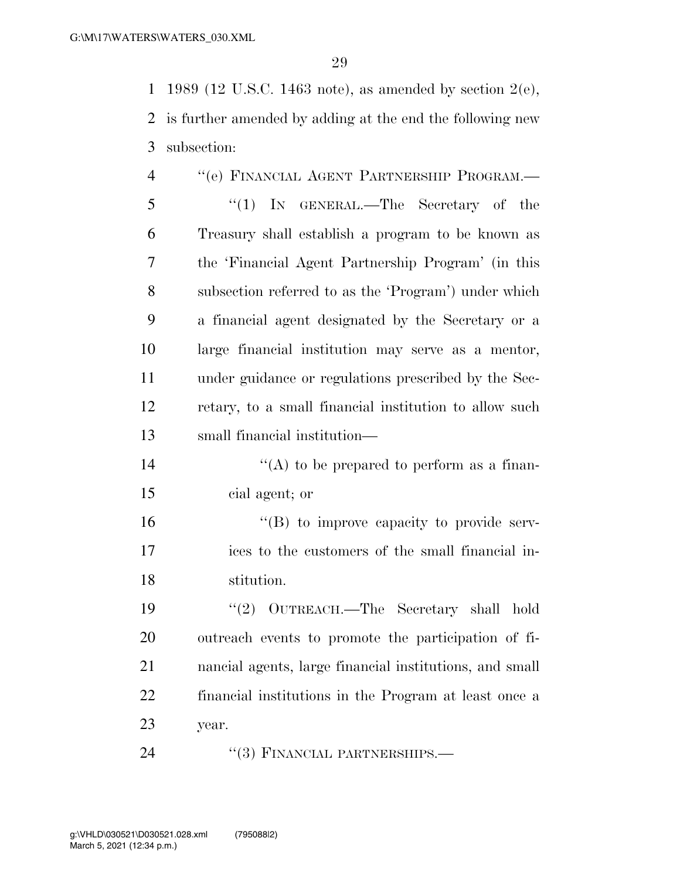1989 (12 U.S.C. 1463 note), as amended by section 2(e), is further amended by adding at the end the following new subsection:

"(e) FINANCIAL AGENT PARTNERSHIP PROGRAM.—

"(1) IN GENERAL.—The Secretary of the Treasury shall establish a program to be known as the 'Financial Agent Partnership Program' (in this subsection referred to as the 'Program') under which a financial agent designated by the Secretary or a large financial institution may serve as a mentor, under guidance or regulations prescribed by the Secretary, to a small financial institution to allow such small financial institution—

"(A) to be prepared to perform as a financial agent; or

"(B) to improve capacity to provide services to the customers of the small financial institution.

"(2) OUTREACH.—The Secretary shall hold outreach events to promote the participation of financial agents, large financial institutions, and small financial institutions in the Program at least once a year.

"(3) FINANCIAL PARTNERSHIPS.—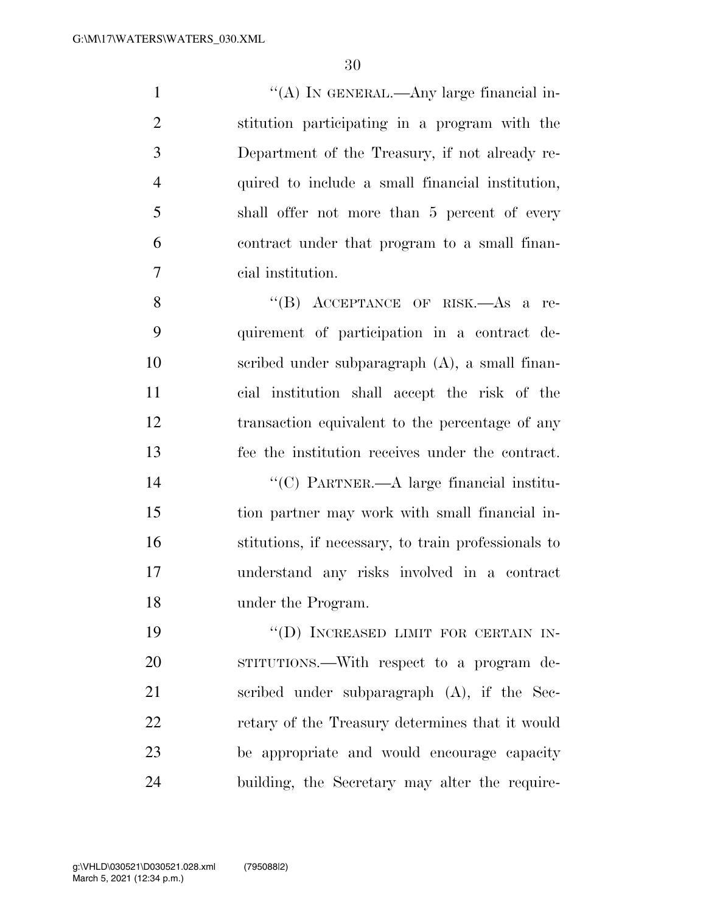"(A) IN GENERAL.—Any large financial institution participating in a program with the Department of the Treasury, if not already required to include a small financial institution, shall offer not more than 5 percent of every contract under that program to a small financial institution.

"(B) ACCEPTANCE OF RISK.—As a requirement of participation in a contract described under subparagraph (A), a small financial institution shall accept the risk of the transaction equivalent to the percentage of any fee the institution receives under the contract.

"(C) PARTNER.—A large financial institution partner may work with small financial institutions, if necessary, to train professionals to understand any risks involved in a contract under the Program.

"(D) INCREASED LIMIT FOR CERTAIN INSTITUTIONS.—With respect to a program described under subparagraph (A), if the Secretary of the Treasury determines that it would be appropriate and would encourage capacity building, the Secretary may alter the require-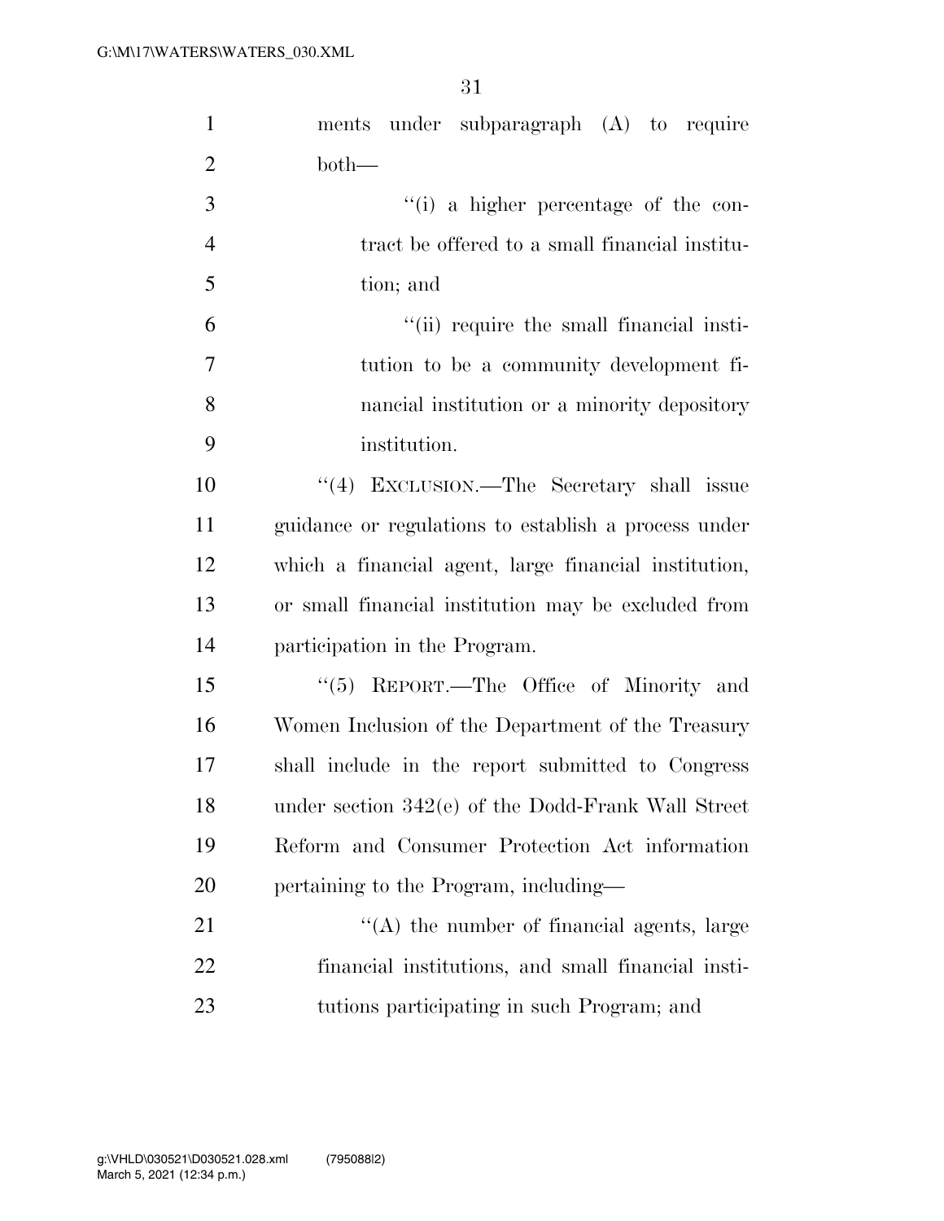ments under subparagraph (A) to require both—

''(i) a higher percentage of the contract be offered to a small financial institution; and

''(ii) require the small financial institution to be a community development financial institution or a minority depository institution.

''(4) EXCLUSION.—The Secretary shall issue guidance or regulations to establish a process under which a financial agent, large financial institution, or small financial institution may be excluded from participation in the Program.

''(5) REPORT.—The Office of Minority and Women Inclusion of the Department of the Treasury shall include in the report submitted to Congress under section 342(e) of the Dodd-Frank Wall Street Reform and Consumer Protection Act information pertaining to the Program, including—

''(A) the number of financial agents, large financial institutions, and small financial institutions participating in such Program; and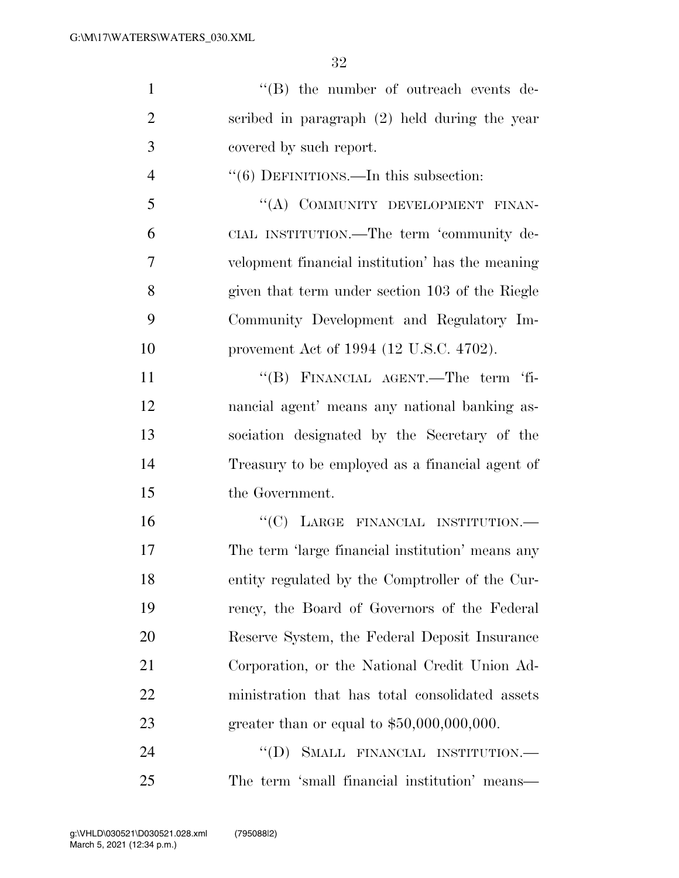''(B) the number of outreach events described in paragraph (2) held during the year covered by such report.

''(6) DEFINITIONS.—In this subsection:

''(A) COMMUNITY DEVELOPMENT FINANCIAL INSTITUTION.—The term 'community development financial institution' has the meaning given that term under section 103 of the Riegle Community Development and Regulatory Improvement Act of 1994 (12 U.S.C. 4702).

''(B) FINANCIAL AGENT.—The term 'financial agent' means any national banking association designated by the Secretary of the Treasury to be employed as a financial agent of the Government.

''(C) LARGE FINANCIAL INSTITUTION.—The term 'large financial institution' means any entity regulated by the Comptroller of the Currency, the Board of Governors of the Federal Reserve System, the Federal Deposit Insurance Corporation, or the National Credit Union Administration that has total consolidated assets greater than or equal to $50,000,000,000.

''(D) SMALL FINANCIAL INSTITUTION.—The term 'small financial institution' means—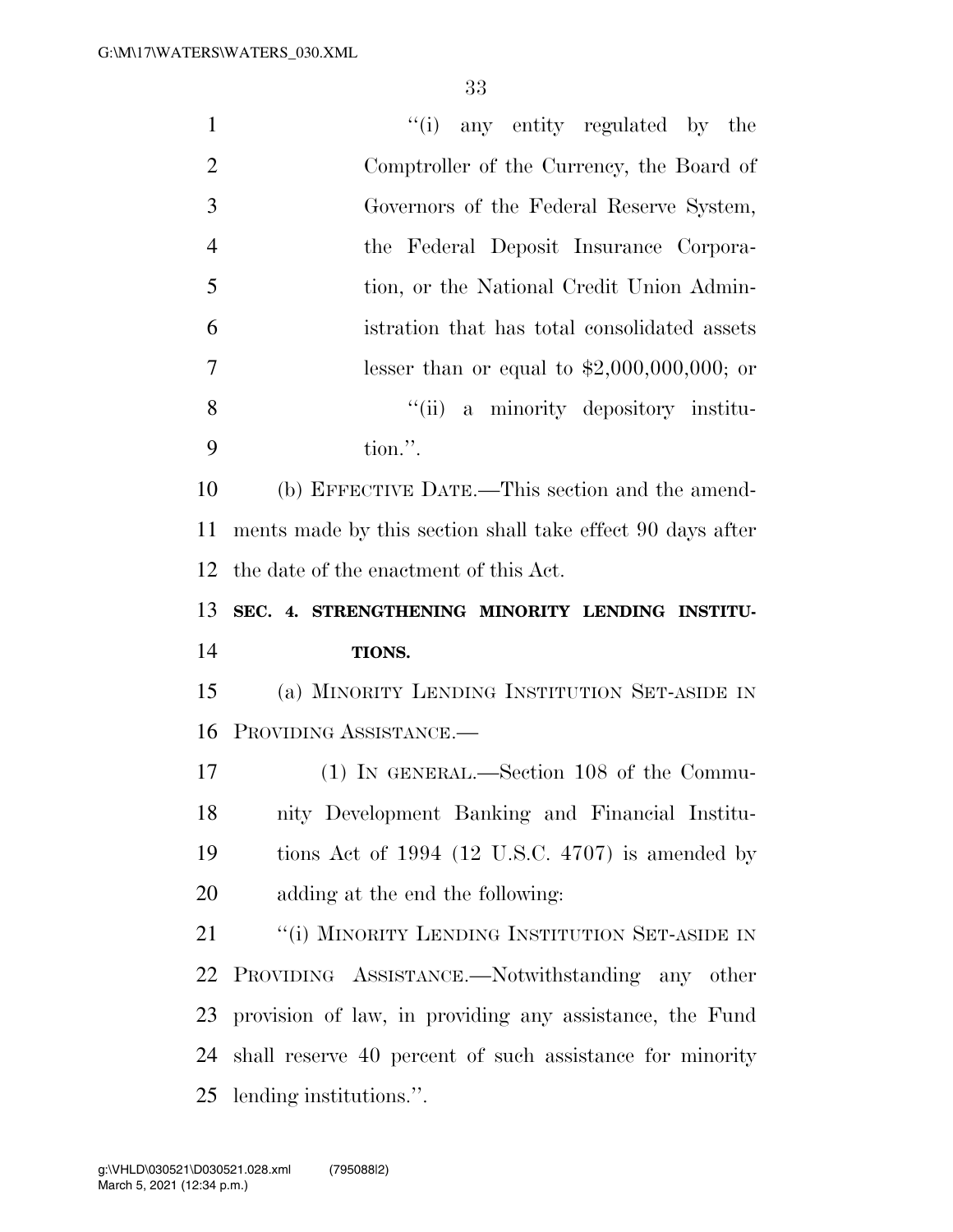"(i) any entity regulated by the Comptroller of the Currency, the Board of Governors of the Federal Reserve System, the Federal Deposit Insurance Corporation, or the National Credit Union Administration that has total consolidated assets lesser than or equal to $2,000,000,000; or

"(ii) a minority depository institution.".

(b) EFFECTIVE DATE.—This section and the amendments made by this section shall take effect 90 days after the date of the enactment of this Act.

**SEC. 4. STRENGTHENING MINORITY LENDING INSTITUTIONS.**

(a) MINORITY LENDING INSTITUTION SET-ASIDE IN PROVIDING ASSISTANCE.—

(1) IN GENERAL.—Section 108 of the Community Development Banking and Financial Institutions Act of 1994 (12 U.S.C. 4707) is amended by adding at the end the following:

"(i) MINORITY LENDING INSTITUTION SET-ASIDE IN PROVIDING ASSISTANCE.—Notwithstanding any other provision of law, in providing any assistance, the Fund shall reserve 40 percent of such assistance for minority lending institutions.".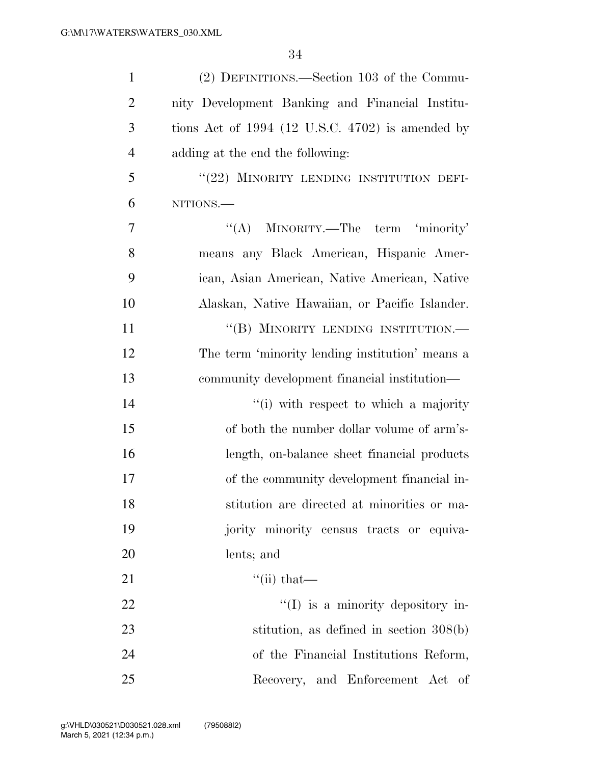(2) DEFINITIONS.—Section 103 of the Community Development Banking and Financial Institutions Act of 1994 (12 U.S.C. 4702) is amended by adding at the end the following:

"(22) MINORITY LENDING INSTITUTION DEFINITIONS.—

"(A) MINORITY.—The term 'minority' means any Black American, Hispanic American, Asian American, Native American, Native Alaskan, Native Hawaiian, or Pacific Islander.

"(B) MINORITY LENDING INSTITUTION.—The term 'minority lending institution' means a community development financial institution—

"(i) with respect to which a majority of both the number dollar volume of arm's-length, on-balance sheet financial products of the community development financial institution are directed at minorities or majority minority census tracts or equivalents; and

"(ii) that—

"(I) is a minority depository institution, as defined in section 308(b) of the Financial Institutions Reform, Recovery, and Enforcement Act of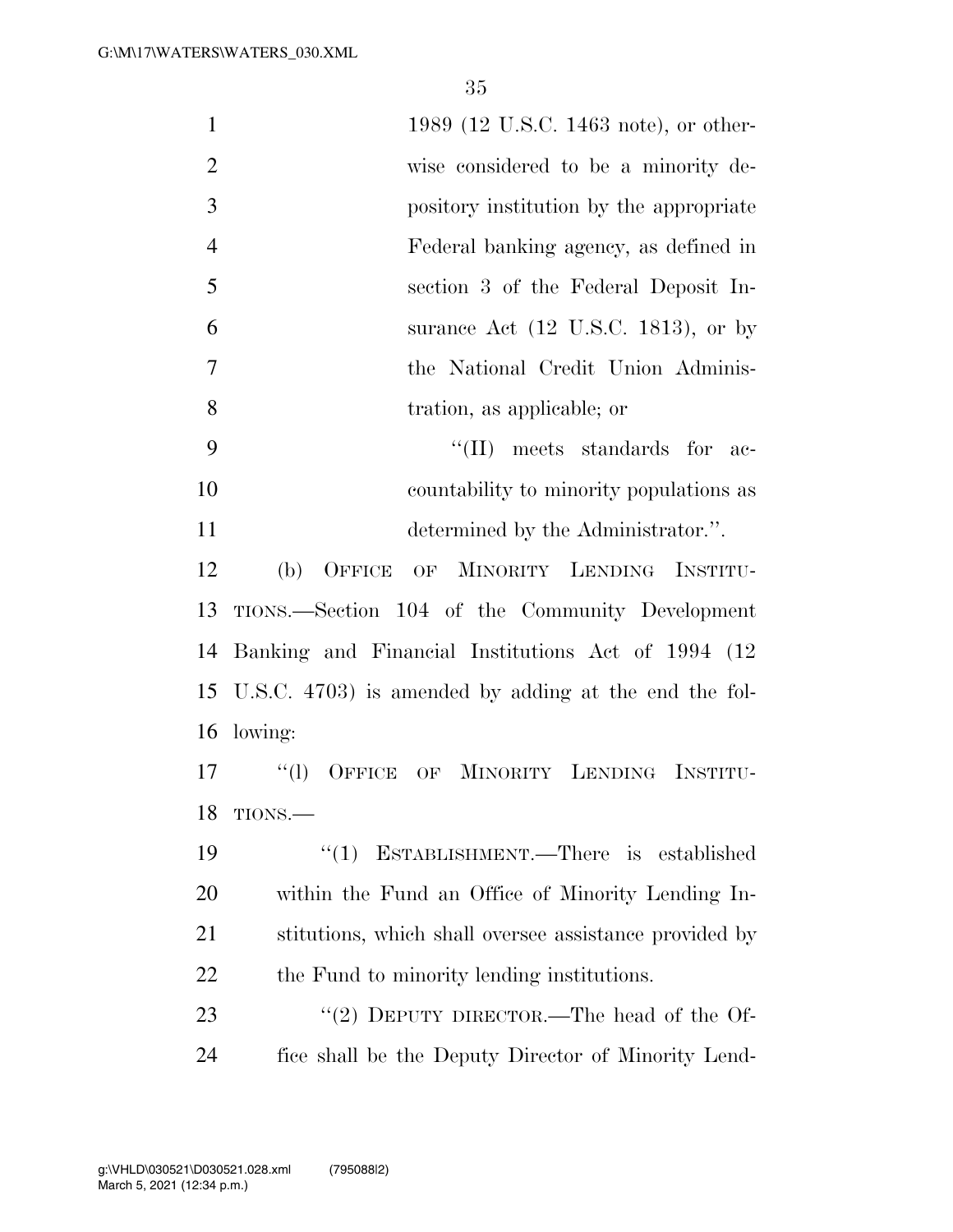1989 (12 U.S.C. 1463 note), or otherwise considered to be a minority depository institution by the appropriate Federal banking agency, as defined in section 3 of the Federal Deposit Insurance Act (12 U.S.C. 1813), or by the National Credit Union Administration, as applicable; or

''(II) meets standards for accountability to minority populations as determined by the Administrator.''.

(b) OFFICE OF MINORITY LENDING INSTITUTIONS.—Section 104 of the Community Development Banking and Financial Institutions Act of 1994 (12 U.S.C. 4703) is amended by adding at the end the following:

''(l) OFFICE OF MINORITY LENDING INSTITUTIONS.—

''(1) ESTABLISHMENT.—There is established within the Fund an Office of Minority Lending Institutions, which shall oversee assistance provided by the Fund to minority lending institutions.

''(2) DEPUTY DIRECTOR.—The head of the Office shall be the Deputy Director of Minority Lend-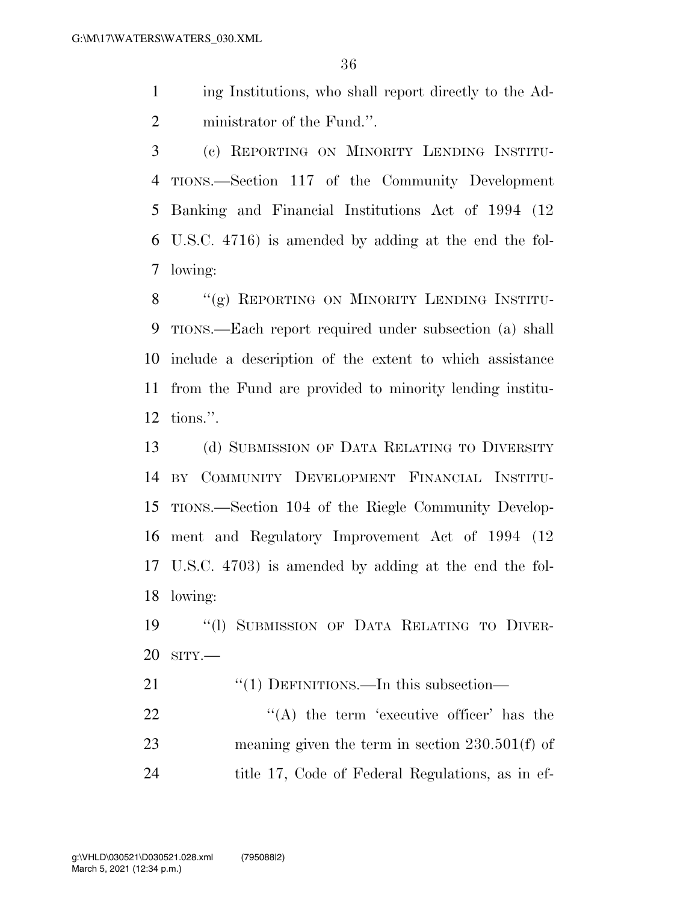ing Institutions, who shall report directly to the Administrator of the Fund.''.

(c) REPORTING ON MINORITY LENDING INSTITUTIONS.—Section 117 of the Community Development Banking and Financial Institutions Act of 1994 (12 U.S.C. 4716) is amended by adding at the end the following:

''(g) REPORTING ON MINORITY LENDING INSTITUTIONS.—Each report required under subsection (a) shall include a description of the extent to which assistance from the Fund are provided to minority lending institutions.''.

(d) SUBMISSION OF DATA RELATING TO DIVERSITY BY COMMUNITY DEVELOPMENT FINANCIAL INSTITUTIONS.—Section 104 of the Riegle Community Development and Regulatory Improvement Act of 1994 (12 U.S.C. 4703) is amended by adding at the end the following:

''(l) SUBMISSION OF DATA RELATING TO DIVERSITY.—

''(1) DEFINITIONS.—In this subsection—

''(A) the term 'executive officer' has the meaning given the term in section 230.501(f) of title 17, Code of Federal Regulations, as in ef-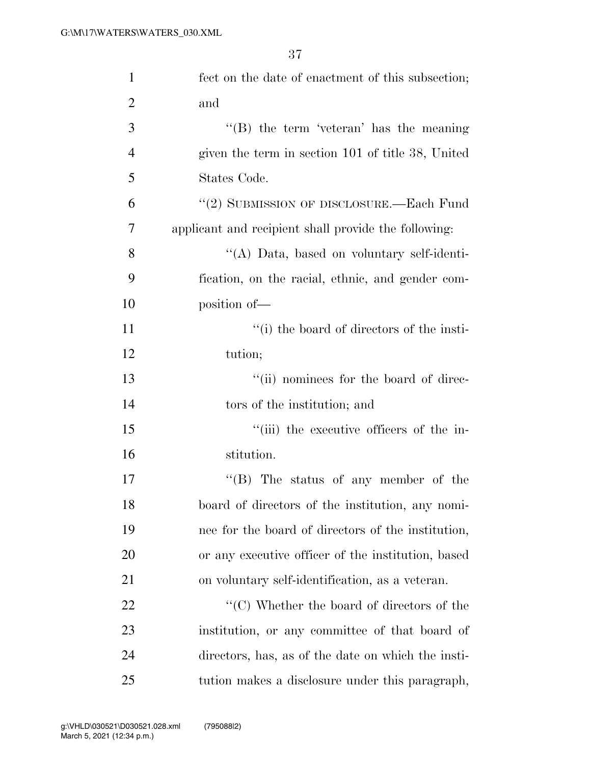fect on the date of enactment of this subsection; and

''(B) the term 'veteran' has the meaning given the term in section 101 of title 38, United States Code.

''(2) SUBMISSION OF DISCLOSURE.—Each Fund applicant and recipient shall provide the following:

''(A) Data, based on voluntary self-identification, on the racial, ethnic, and gender composition of—

''(i) the board of directors of the institution;

''(ii) nominees for the board of directors of the institution; and

''(iii) the executive officers of the institution.

''(B) The status of any member of the board of directors of the institution, any nominee for the board of directors of the institution, or any executive officer of the institution, based on voluntary self-identification, as a veteran.

''(C) Whether the board of directors of the institution, or any committee of that board of directors, has, as of the date on which the institution makes a disclosure under this paragraph,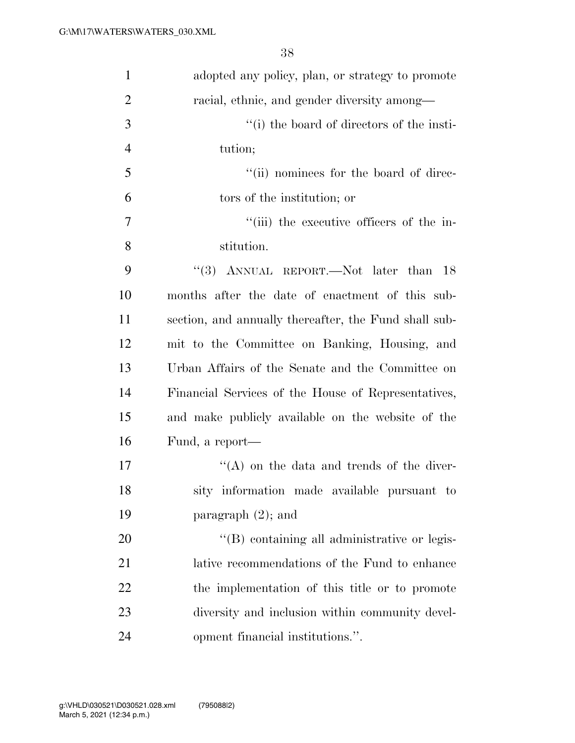adopted any policy, plan, or strategy to promote racial, ethnic, and gender diversity among—

''(i) the board of directors of the institution;

''(ii) nominees for the board of directors of the institution; or

''(iii) the executive officers of the institution.

''(3) ANNUAL REPORT.—Not later than 18 months after the date of enactment of this subsection, and annually thereafter, the Fund shall submit to the Committee on Banking, Housing, and Urban Affairs of the Senate and the Committee on Financial Services of the House of Representatives, and make publicly available on the website of the Fund, a report—

''(A) on the data and trends of the diversity information made available pursuant to paragraph (2); and

''(B) containing all administrative or legislative recommendations of the Fund to enhance the implementation of this title or to promote diversity and inclusion within community development financial institutions.''.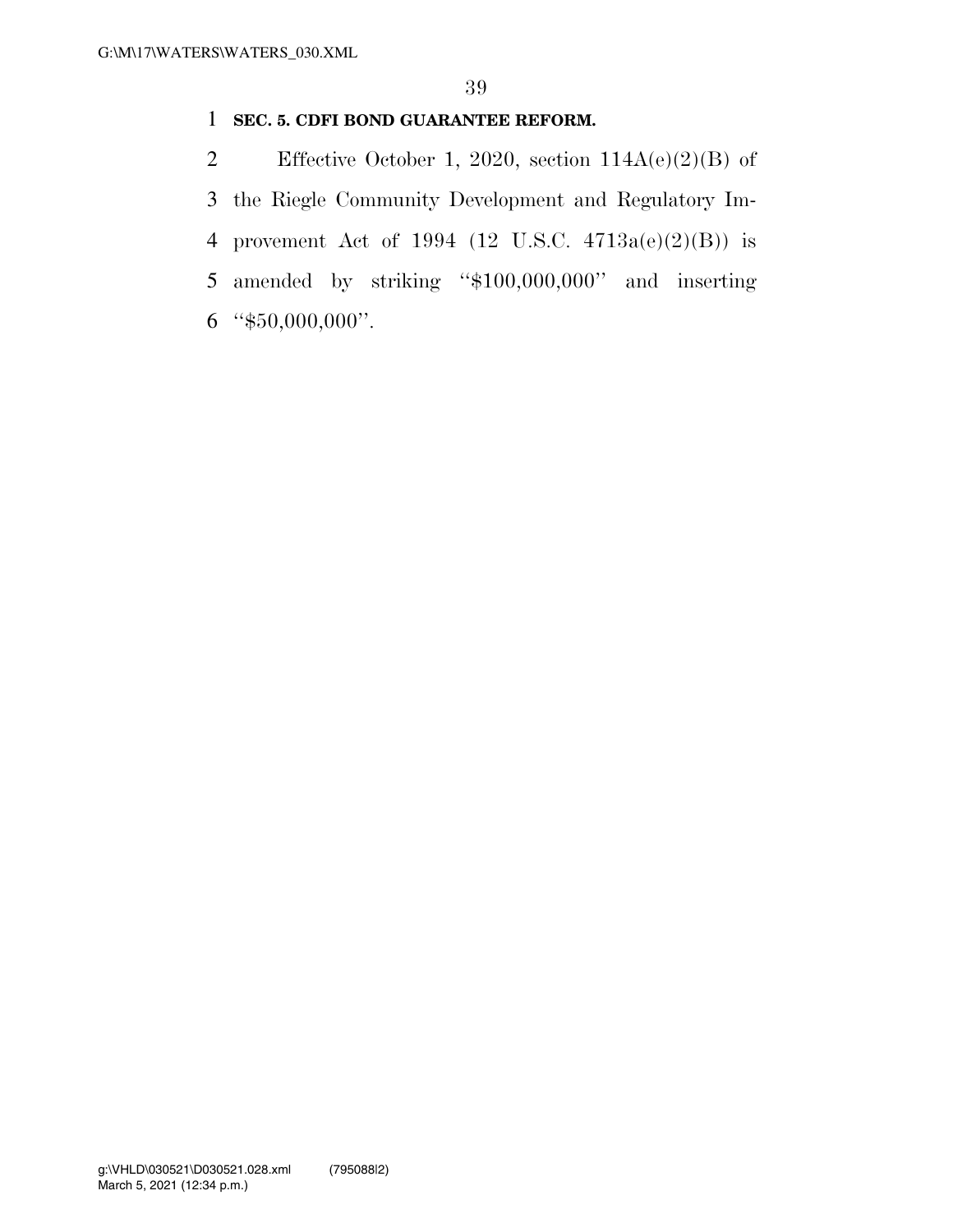**SEC. 5. CDFI BOND GUARANTEE REFORM.**

Effective October 1, 2020, section 114A(e)(2)(B) of the Riegle Community Development and Regulatory Improvement Act of 1994 (12 U.S.C. 4713a(e)(2)(B)) is amended by striking ''$100,000,000'' and inserting ''$50,000,000''.